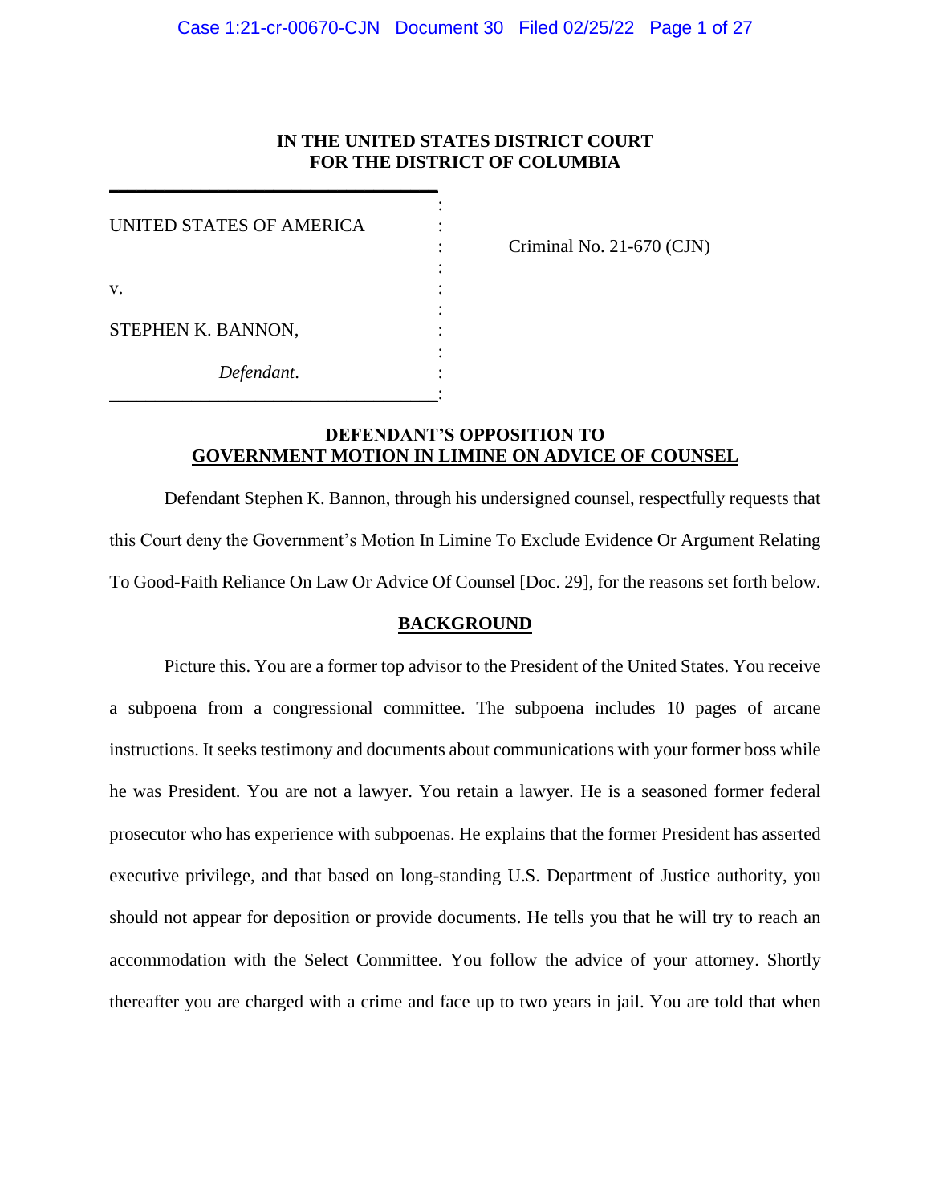**IN THE UNITED STATES DISTRICT COURT**
**FOR THE DISTRICT OF COLUMBIA**

UNITED STATES OF AMERICA

v.

STEPHEN K. BANNON,

*Defendant*.

Criminal No. 21-670 (CJN)

**DEFENDANT'S OPPOSITION TO**
**GOVERNMENT MOTION IN LIMINE ON ADVICE OF COUNSEL**

Defendant Stephen K. Bannon, through his undersigned counsel, respectfully requests that this Court deny the Government's Motion In Limine To Exclude Evidence Or Argument Relating To Good-Faith Reliance On Law Or Advice Of Counsel [Doc. 29], for the reasons set forth below.

## BACKGROUND

Picture this. You are a former top advisor to the President of the United States. You receive a subpoena from a congressional committee. The subpoena includes 10 pages of arcane instructions. It seeks testimony and documents about communications with your former boss while he was President. You are not a lawyer. You retain a lawyer. He is a seasoned former federal prosecutor who has experience with subpoenas. He explains that the former President has asserted executive privilege, and that based on long-standing U.S. Department of Justice authority, you should not appear for deposition or provide documents. He tells you that he will try to reach an accommodation with the Select Committee. You follow the advice of your attorney. Shortly thereafter you are charged with a crime and face up to two years in jail. You are told that when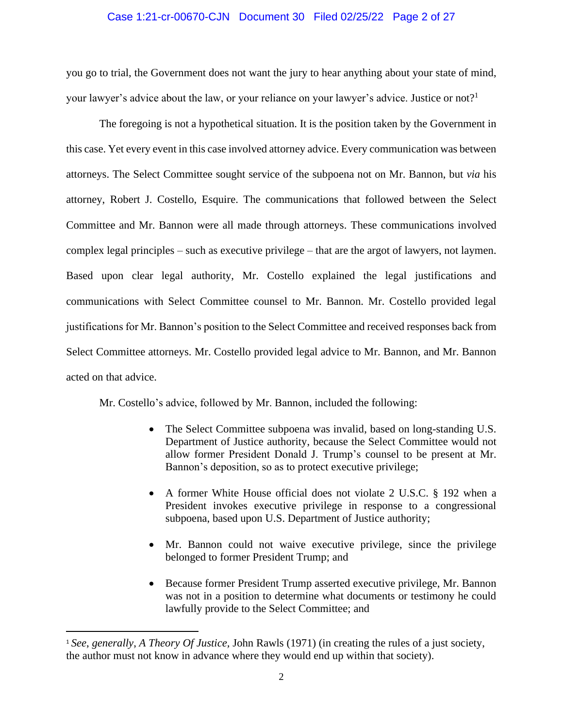you go to trial, the Government does not want the jury to hear anything about your state of mind, your lawyer's advice about the law, or your reliance on your lawyer's advice. Justice or not?[1]

The foregoing is not a hypothetical situation. It is the position taken by the Government in this case. Yet every event in this case involved attorney advice. Every communication was between attorneys. The Select Committee sought service of the subpoena not on Mr. Bannon, but *via* his attorney, Robert J. Costello, Esquire. The communications that followed between the Select Committee and Mr. Bannon were all made through attorneys. These communications involved complex legal principles – such as executive privilege – that are the argot of lawyers, not laymen. Based upon clear legal authority, Mr. Costello explained the legal justifications and communications with Select Committee counsel to Mr. Bannon. Mr. Costello provided legal justifications for Mr. Bannon's position to the Select Committee and received responses back from Select Committee attorneys. Mr. Costello provided legal advice to Mr. Bannon, and Mr. Bannon acted on that advice.

Mr. Costello's advice, followed by Mr. Bannon, included the following:

- The Select Committee subpoena was invalid, based on long-standing U.S. Department of Justice authority, because the Select Committee would not allow former President Donald J. Trump's counsel to be present at Mr. Bannon's deposition, so as to protect executive privilege;

- A former White House official does not violate 2 U.S.C. § 192 when a President invokes executive privilege in response to a congressional subpoena, based upon U.S. Department of Justice authority;

- Mr. Bannon could not waive executive privilege, since the privilege belonged to former President Trump; and

- Because former President Trump asserted executive privilege, Mr. Bannon was not in a position to determine what documents or testimony he could lawfully provide to the Select Committee; and

[1] *See*, *generally*, *A Theory Of Justice*, John Rawls (1971) (in creating the rules of a just society, the author must not know in advance where they would end up within that society).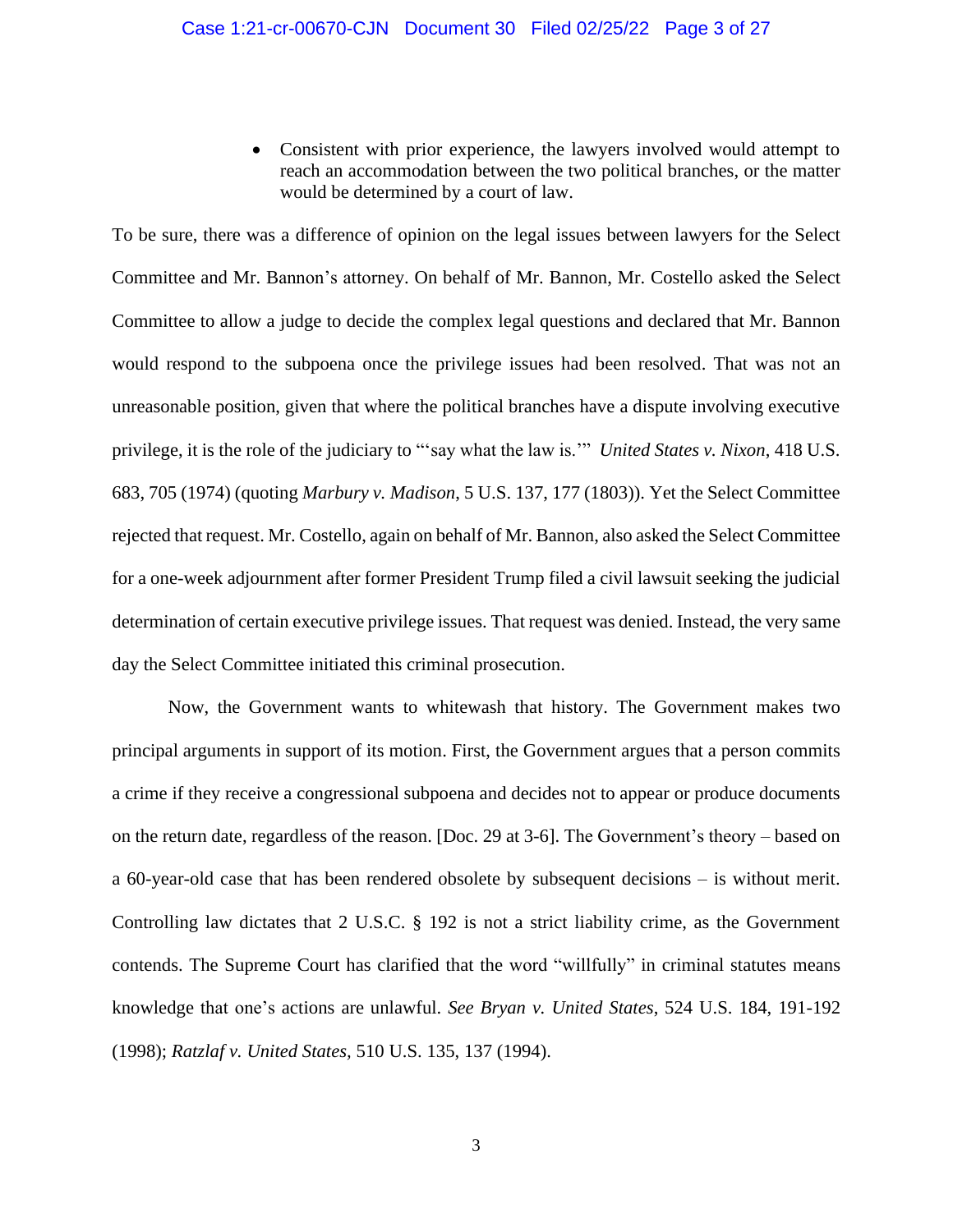- Consistent with prior experience, the lawyers involved would attempt to reach an accommodation between the two political branches, or the matter would be determined by a court of law.

To be sure, there was a difference of opinion on the legal issues between lawyers for the Select Committee and Mr. Bannon's attorney. On behalf of Mr. Bannon, Mr. Costello asked the Select Committee to allow a judge to decide the complex legal questions and declared that Mr. Bannon would respond to the subpoena once the privilege issues had been resolved. That was not an unreasonable position, given that where the political branches have a dispute involving executive privilege, it is the role of the judiciary to "'say what the law is.'" *United States v. Nixon*, 418 U.S. 683, 705 (1974) (quoting *Marbury v. Madison*, 5 U.S. 137, 177 (1803)). Yet the Select Committee rejected that request. Mr. Costello, again on behalf of Mr. Bannon, also asked the Select Committee for a one-week adjournment after former President Trump filed a civil lawsuit seeking the judicial determination of certain executive privilege issues. That request was denied. Instead, the very same day the Select Committee initiated this criminal prosecution.

Now, the Government wants to whitewash that history. The Government makes two principal arguments in support of its motion. First, the Government argues that a person commits a crime if they receive a congressional subpoena and decides not to appear or produce documents on the return date, regardless of the reason. [Doc. 29 at 3-6]. The Government's theory – based on a 60-year-old case that has been rendered obsolete by subsequent decisions – is without merit. Controlling law dictates that 2 U.S.C. § 192 is not a strict liability crime, as the Government contends. The Supreme Court has clarified that the word "willfully" in criminal statutes means knowledge that one's actions are unlawful. *See Bryan v. United States*, 524 U.S. 184, 191-192 (1998); *Ratzlaf v. United States*, 510 U.S. 135, 137 (1994).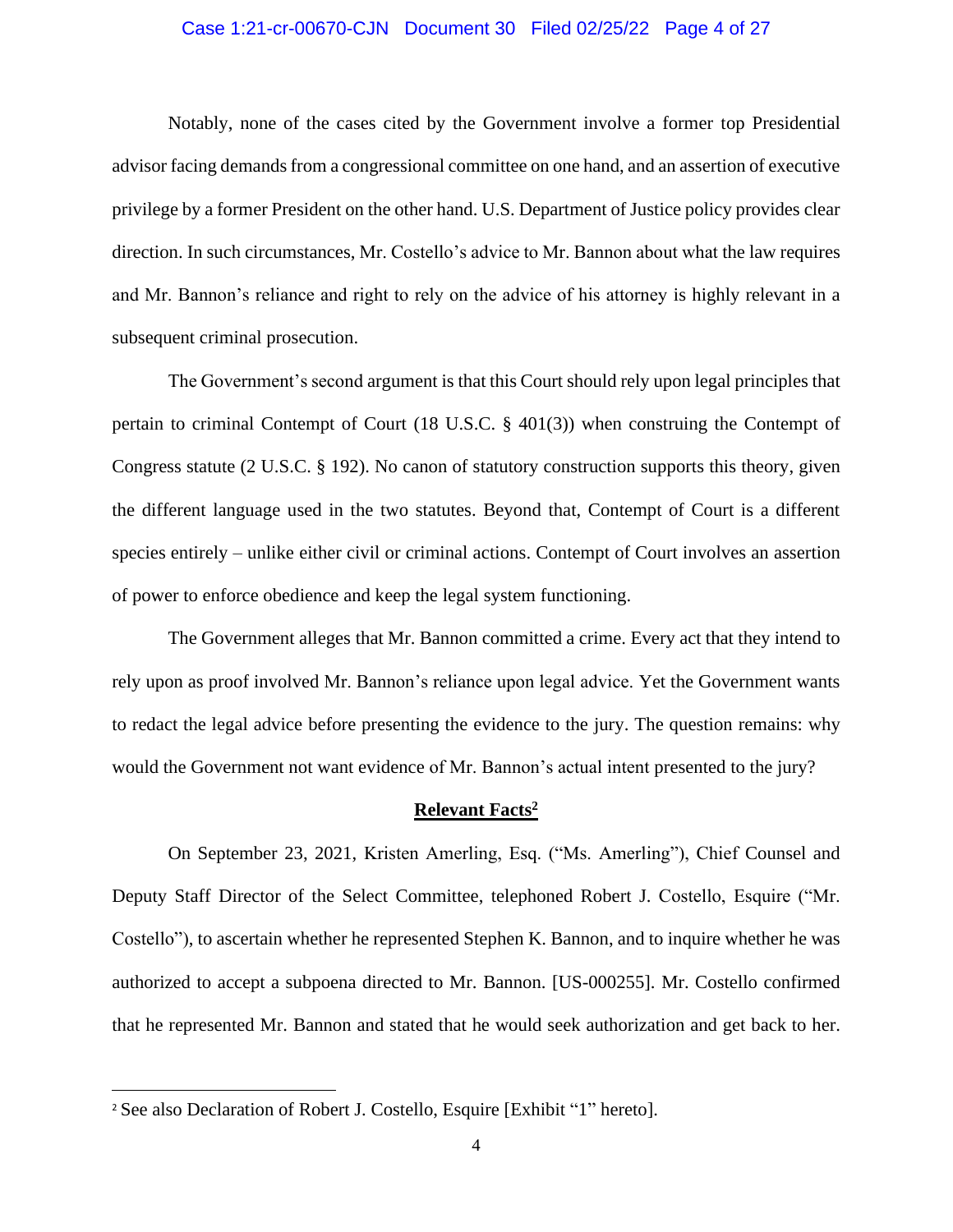Notably, none of the cases cited by the Government involve a former top Presidential advisor facing demands from a congressional committee on one hand, and an assertion of executive privilege by a former President on the other hand. U.S. Department of Justice policy provides clear direction. In such circumstances, Mr. Costello's advice to Mr. Bannon about what the law requires and Mr. Bannon's reliance and right to rely on the advice of his attorney is highly relevant in a subsequent criminal prosecution.

The Government's second argument is that this Court should rely upon legal principles that pertain to criminal Contempt of Court (18 U.S.C. § 401(3)) when construing the Contempt of Congress statute (2 U.S.C. § 192). No canon of statutory construction supports this theory, given the different language used in the two statutes. Beyond that, Contempt of Court is a different species entirely – unlike either civil or criminal actions. Contempt of Court involves an assertion of power to enforce obedience and keep the legal system functioning.

The Government alleges that Mr. Bannon committed a crime. Every act that they intend to rely upon as proof involved Mr. Bannon's reliance upon legal advice. Yet the Government wants to redact the legal advice before presenting the evidence to the jury. The question remains: why would the Government not want evidence of Mr. Bannon's actual intent presented to the jury?

**Relevant Facts[2]**

On September 23, 2021, Kristen Amerling, Esq. ("Ms. Amerling"), Chief Counsel and Deputy Staff Director of the Select Committee, telephoned Robert J. Costello, Esquire ("Mr. Costello"), to ascertain whether he represented Stephen K. Bannon, and to inquire whether he was authorized to accept a subpoena directed to Mr. Bannon. [US-000255]. Mr. Costello confirmed that he represented Mr. Bannon and stated that he would seek authorization and get back to her.

---

[2] See also Declaration of Robert J. Costello, Esquire [Exhibit "1" hereto].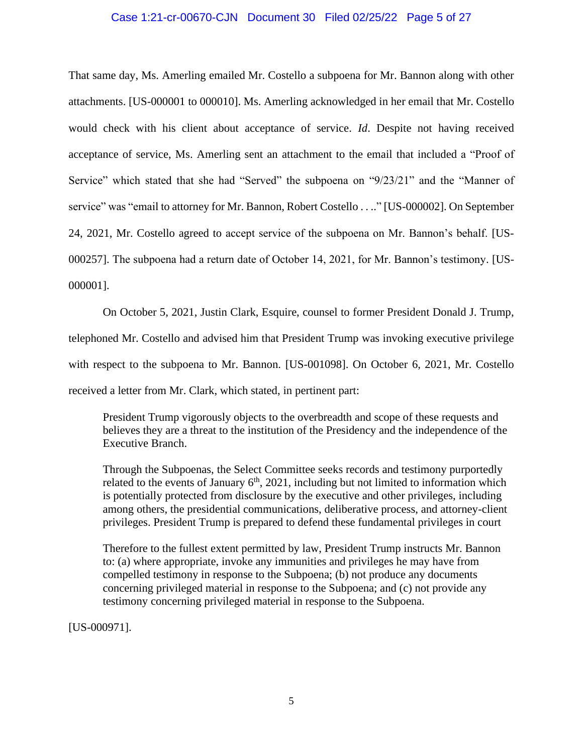That same day, Ms. Amerling emailed Mr. Costello a subpoena for Mr. Bannon along with other attachments. [US-000001 to 000010]. Ms. Amerling acknowledged in her email that Mr. Costello would check with his client about acceptance of service. *Id*. Despite not having received acceptance of service, Ms. Amerling sent an attachment to the email that included a "Proof of Service" which stated that she had "Served" the subpoena on "9/23/21" and the "Manner of service" was "email to attorney for Mr. Bannon, Robert Costello . . .." [US-000002]. On September 24, 2021, Mr. Costello agreed to accept service of the subpoena on Mr. Bannon's behalf. [US-000257]. The subpoena had a return date of October 14, 2021, for Mr. Bannon's testimony. [US-000001].

On October 5, 2021, Justin Clark, Esquire, counsel to former President Donald J. Trump, telephoned Mr. Costello and advised him that President Trump was invoking executive privilege with respect to the subpoena to Mr. Bannon. [US-001098]. On October 6, 2021, Mr. Costello received a letter from Mr. Clark, which stated, in pertinent part:

> President Trump vigorously objects to the overbreadth and scope of these requests and believes they are a threat to the institution of the Presidency and the independence of the Executive Branch.
>
> Through the Subpoenas, the Select Committee seeks records and testimony purportedly related to the events of January 6th, 2021, including but not limited to information which is potentially protected from disclosure by the executive and other privileges, including among others, the presidential communications, deliberative process, and attorney-client privileges. President Trump is prepared to defend these fundamental privileges in court
>
> Therefore to the fullest extent permitted by law, President Trump instructs Mr. Bannon to: (a) where appropriate, invoke any immunities and privileges he may have from compelled testimony in response to the Subpoena; (b) not produce any documents concerning privileged material in response to the Subpoena; and (c) not provide any testimony concerning privileged material in response to the Subpoena.

[US-000971].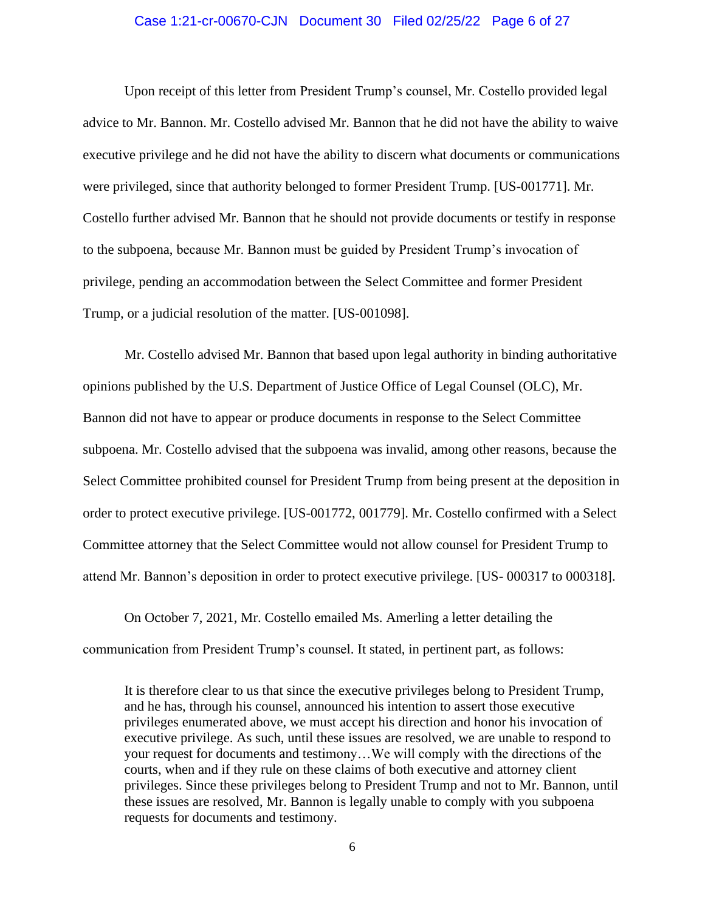Upon receipt of this letter from President Trump's counsel, Mr. Costello provided legal advice to Mr. Bannon. Mr. Costello advised Mr. Bannon that he did not have the ability to waive executive privilege and he did not have the ability to discern what documents or communications were privileged, since that authority belonged to former President Trump. [US-001771]. Mr. Costello further advised Mr. Bannon that he should not provide documents or testify in response to the subpoena, because Mr. Bannon must be guided by President Trump's invocation of privilege, pending an accommodation between the Select Committee and former President Trump, or a judicial resolution of the matter. [US-001098].

Mr. Costello advised Mr. Bannon that based upon legal authority in binding authoritative opinions published by the U.S. Department of Justice Office of Legal Counsel (OLC), Mr. Bannon did not have to appear or produce documents in response to the Select Committee subpoena. Mr. Costello advised that the subpoena was invalid, among other reasons, because the Select Committee prohibited counsel for President Trump from being present at the deposition in order to protect executive privilege. [US-001772, 001779]. Mr. Costello confirmed with a Select Committee attorney that the Select Committee would not allow counsel for President Trump to attend Mr. Bannon's deposition in order to protect executive privilege. [US- 000317 to 000318].

On October 7, 2021, Mr. Costello emailed Ms. Amerling a letter detailing the communication from President Trump's counsel. It stated, in pertinent part, as follows:

> It is therefore clear to us that since the executive privileges belong to President Trump, and he has, through his counsel, announced his intention to assert those executive privileges enumerated above, we must accept his direction and honor his invocation of executive privilege. As such, until these issues are resolved, we are unable to respond to your request for documents and testimony…We will comply with the directions of the courts, when and if they rule on these claims of both executive and attorney client privileges. Since these privileges belong to President Trump and not to Mr. Bannon, until these issues are resolved, Mr. Bannon is legally unable to comply with you subpoena requests for documents and testimony.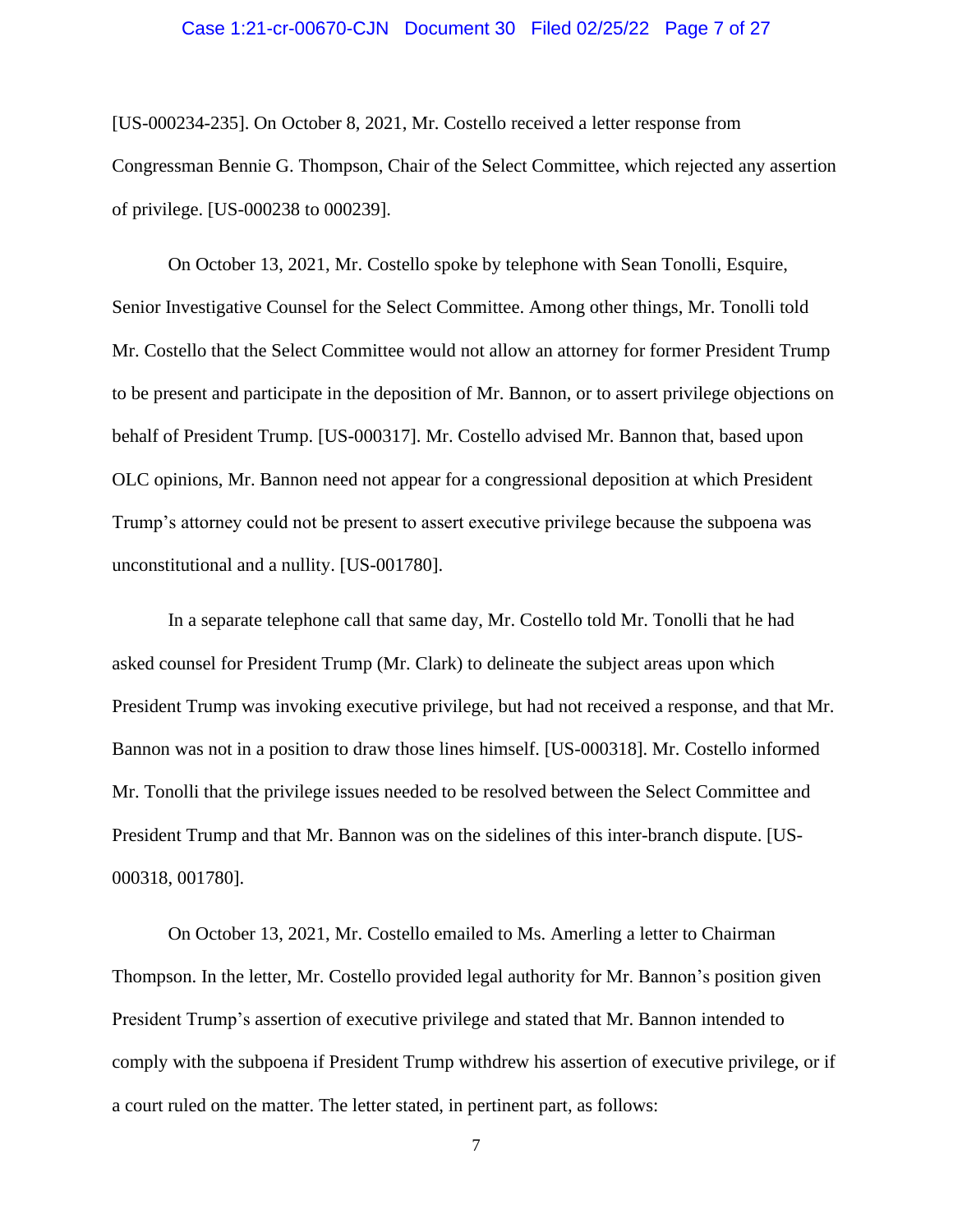[US-000234-235]. On October 8, 2021, Mr. Costello received a letter response from Congressman Bennie G. Thompson, Chair of the Select Committee, which rejected any assertion of privilege. [US-000238 to 000239].

On October 13, 2021, Mr. Costello spoke by telephone with Sean Tonolli, Esquire, Senior Investigative Counsel for the Select Committee. Among other things, Mr. Tonolli told Mr. Costello that the Select Committee would not allow an attorney for former President Trump to be present and participate in the deposition of Mr. Bannon, or to assert privilege objections on behalf of President Trump. [US-000317]. Mr. Costello advised Mr. Bannon that, based upon OLC opinions, Mr. Bannon need not appear for a congressional deposition at which President Trump's attorney could not be present to assert executive privilege because the subpoena was unconstitutional and a nullity. [US-001780].

In a separate telephone call that same day, Mr. Costello told Mr. Tonolli that he had asked counsel for President Trump (Mr. Clark) to delineate the subject areas upon which President Trump was invoking executive privilege, but had not received a response, and that Mr. Bannon was not in a position to draw those lines himself. [US-000318]. Mr. Costello informed Mr. Tonolli that the privilege issues needed to be resolved between the Select Committee and President Trump and that Mr. Bannon was on the sidelines of this inter-branch dispute. [US-000318, 001780].

On October 13, 2021, Mr. Costello emailed to Ms. Amerling a letter to Chairman Thompson. In the letter, Mr. Costello provided legal authority for Mr. Bannon's position given President Trump's assertion of executive privilege and stated that Mr. Bannon intended to comply with the subpoena if President Trump withdrew his assertion of executive privilege, or if a court ruled on the matter. The letter stated, in pertinent part, as follows: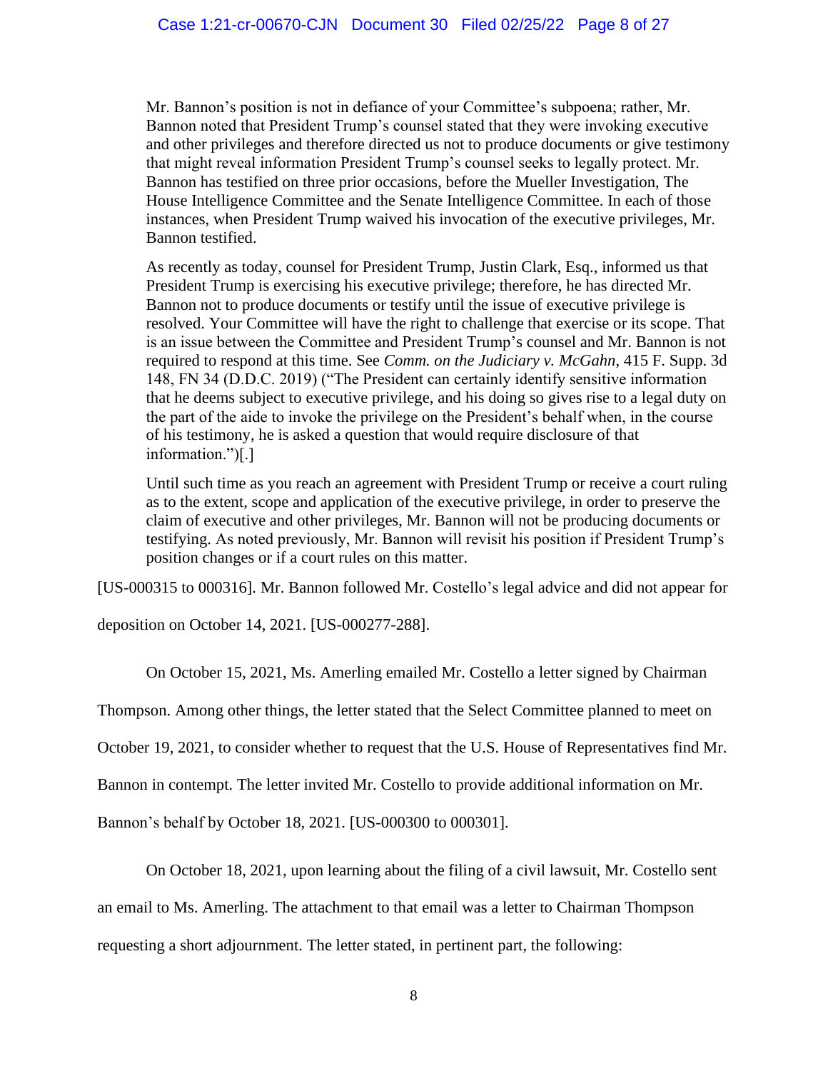> Mr. Bannon's position is not in defiance of your Committee's subpoena; rather, Mr. Bannon noted that President Trump's counsel stated that they were invoking executive and other privileges and therefore directed us not to produce documents or give testimony that might reveal information President Trump's counsel seeks to legally protect. Mr. Bannon has testified on three prior occasions, before the Mueller Investigation, The House Intelligence Committee and the Senate Intelligence Committee. In each of those instances, when President Trump waived his invocation of the executive privileges, Mr. Bannon testified.
>
> As recently as today, counsel for President Trump, Justin Clark, Esq., informed us that President Trump is exercising his executive privilege; therefore, he has directed Mr. Bannon not to produce documents or testify until the issue of executive privilege is resolved. Your Committee will have the right to challenge that exercise or its scope. That is an issue between the Committee and President Trump's counsel and Mr. Bannon is not required to respond at this time. See *Comm. on the Judiciary v. McGahn*, 415 F. Supp. 3d 148, FN 34 (D.D.C. 2019) ("The President can certainly identify sensitive information that he deems subject to executive privilege, and his doing so gives rise to a legal duty on the part of the aide to invoke the privilege on the President's behalf when, in the course of his testimony, he is asked a question that would require disclosure of that information.")[.]
>
> Until such time as you reach an agreement with President Trump or receive a court ruling as to the extent, scope and application of the executive privilege, in order to preserve the claim of executive and other privileges, Mr. Bannon will not be producing documents or testifying. As noted previously, Mr. Bannon will revisit his position if President Trump's position changes or if a court rules on this matter.

[US-000315 to 000316]. Mr. Bannon followed Mr. Costello's legal advice and did not appear for deposition on October 14, 2021. [US-000277-288].

On October 15, 2021, Ms. Amerling emailed Mr. Costello a letter signed by Chairman Thompson. Among other things, the letter stated that the Select Committee planned to meet on October 19, 2021, to consider whether to request that the U.S. House of Representatives find Mr. Bannon in contempt. The letter invited Mr. Costello to provide additional information on Mr. Bannon's behalf by October 18, 2021. [US-000300 to 000301].

On October 18, 2021, upon learning about the filing of a civil lawsuit, Mr. Costello sent an email to Ms. Amerling. The attachment to that email was a letter to Chairman Thompson requesting a short adjournment. The letter stated, in pertinent part, the following: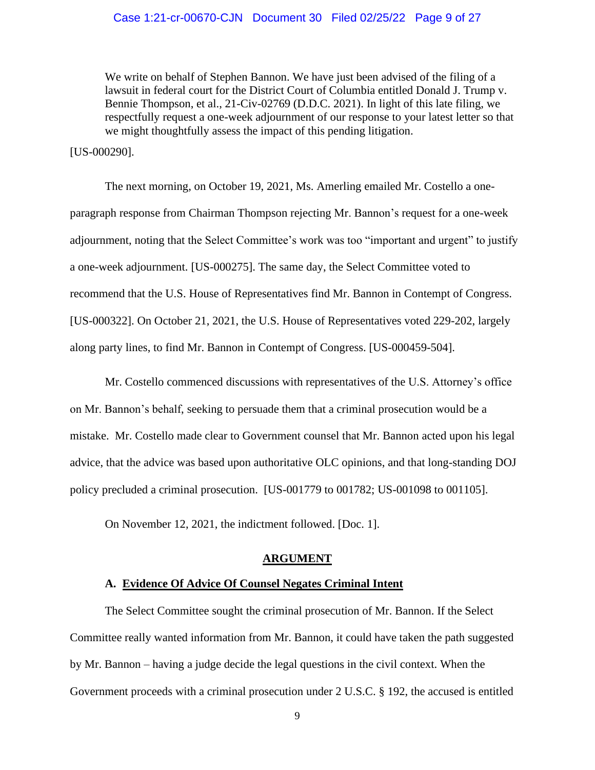> We write on behalf of Stephen Bannon. We have just been advised of the filing of a lawsuit in federal court for the District Court of Columbia entitled Donald J. Trump v. Bennie Thompson, et al., 21-Civ-02769 (D.D.C. 2021). In light of this late filing, we respectfully request a one-week adjournment of our response to your latest letter so that we might thoughtfully assess the impact of this pending litigation.

[US-000290].

The next morning, on October 19, 2021, Ms. Amerling emailed Mr. Costello a one-paragraph response from Chairman Thompson rejecting Mr. Bannon's request for a one-week adjournment, noting that the Select Committee's work was too "important and urgent" to justify a one-week adjournment. [US-000275]. The same day, the Select Committee voted to recommend that the U.S. House of Representatives find Mr. Bannon in Contempt of Congress. [US-000322]. On October 21, 2021, the U.S. House of Representatives voted 229-202, largely along party lines, to find Mr. Bannon in Contempt of Congress. [US-000459-504].

Mr. Costello commenced discussions with representatives of the U.S. Attorney's office on Mr. Bannon's behalf, seeking to persuade them that a criminal prosecution would be a mistake. Mr. Costello made clear to Government counsel that Mr. Bannon acted upon his legal advice, that the advice was based upon authoritative OLC opinions, and that long-standing DOJ policy precluded a criminal prosecution. [US-001779 to 001782; US-001098 to 001105].

On November 12, 2021, the indictment followed. [Doc. 1].

## ARGUMENT

### A. Evidence Of Advice Of Counsel Negates Criminal Intent

The Select Committee sought the criminal prosecution of Mr. Bannon. If the Select Committee really wanted information from Mr. Bannon, it could have taken the path suggested by Mr. Bannon – having a judge decide the legal questions in the civil context. When the Government proceeds with a criminal prosecution under 2 U.S.C. § 192, the accused is entitled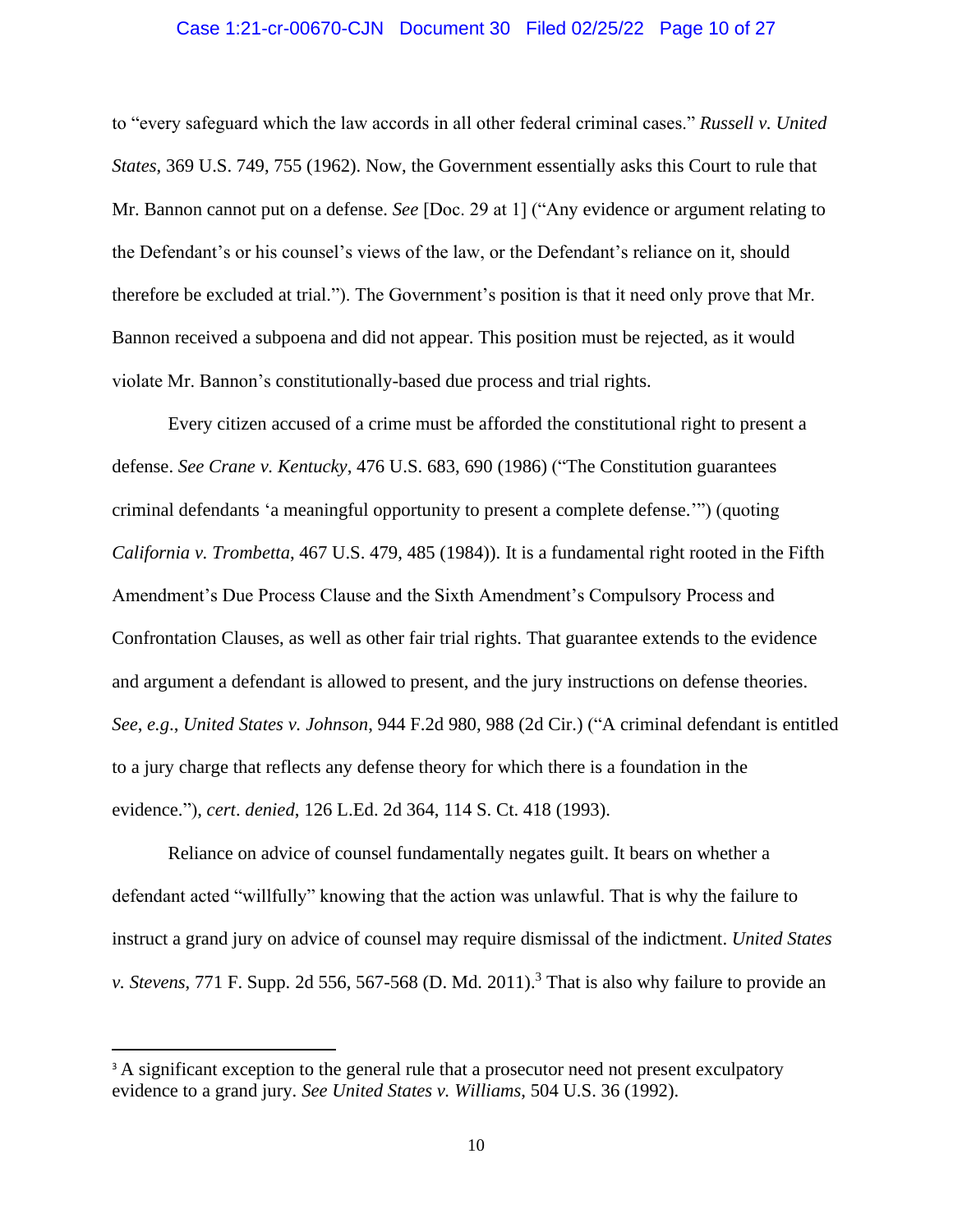to "every safeguard which the law accords in all other federal criminal cases." *Russell v. United States*, 369 U.S. 749, 755 (1962). Now, the Government essentially asks this Court to rule that Mr. Bannon cannot put on a defense. *See* [Doc. 29 at 1] ("Any evidence or argument relating to the Defendant's or his counsel's views of the law, or the Defendant's reliance on it, should therefore be excluded at trial."). The Government's position is that it need only prove that Mr. Bannon received a subpoena and did not appear. This position must be rejected, as it would violate Mr. Bannon's constitutionally-based due process and trial rights.

Every citizen accused of a crime must be afforded the constitutional right to present a defense. *See Crane v. Kentucky*, 476 U.S. 683, 690 (1986) ("The Constitution guarantees criminal defendants 'a meaningful opportunity to present a complete defense.'") (quoting *California v. Trombetta*, 467 U.S. 479, 485 (1984)). It is a fundamental right rooted in the Fifth Amendment's Due Process Clause and the Sixth Amendment's Compulsory Process and Confrontation Clauses, as well as other fair trial rights. That guarantee extends to the evidence and argument a defendant is allowed to present, and the jury instructions on defense theories. *See*, *e.g*., *United States v. Johnson*, 944 F.2d 980, 988 (2d Cir.) ("A criminal defendant is entitled to a jury charge that reflects any defense theory for which there is a foundation in the evidence."), *cert*. *denied*, 126 L.Ed. 2d 364, 114 S. Ct. 418 (1993).

Reliance on advice of counsel fundamentally negates guilt. It bears on whether a defendant acted "willfully" knowing that the action was unlawful. That is why the failure to instruct a grand jury on advice of counsel may require dismissal of the indictment. *United States v. Stevens*, 771 F. Supp. 2d 556, 567-568 (D. Md. 2011).[3] That is also why failure to provide an

---

[3] A significant exception to the general rule that a prosecutor need not present exculpatory evidence to a grand jury. *See United States v. Williams*, 504 U.S. 36 (1992).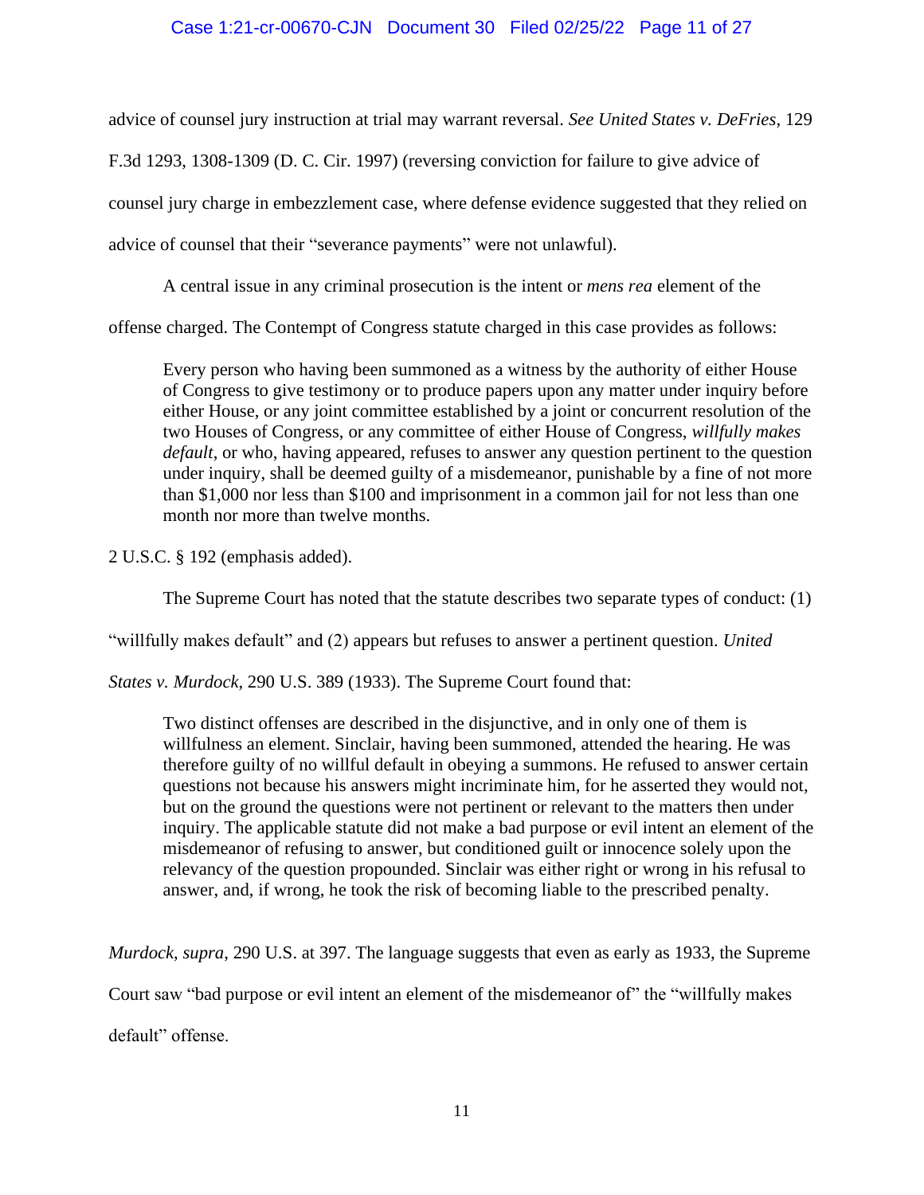advice of counsel jury instruction at trial may warrant reversal. *See United States v. DeFries*, 129 F.3d 1293, 1308-1309 (D. C. Cir. 1997) (reversing conviction for failure to give advice of counsel jury charge in embezzlement case, where defense evidence suggested that they relied on advice of counsel that their "severance payments" were not unlawful).

A central issue in any criminal prosecution is the intent or *mens rea* element of the offense charged. The Contempt of Congress statute charged in this case provides as follows:

> Every person who having been summoned as a witness by the authority of either House of Congress to give testimony or to produce papers upon any matter under inquiry before either House, or any joint committee established by a joint or concurrent resolution of the two Houses of Congress, or any committee of either House of Congress, *willfully makes default*, or who, having appeared, refuses to answer any question pertinent to the question under inquiry, shall be deemed guilty of a misdemeanor, punishable by a fine of not more than $1,000 nor less than $100 and imprisonment in a common jail for not less than one month nor more than twelve months.

2 U.S.C. § 192 (emphasis added).

The Supreme Court has noted that the statute describes two separate types of conduct: (1) "willfully makes default" and (2) appears but refuses to answer a pertinent question. *United States v. Murdock*, 290 U.S. 389 (1933). The Supreme Court found that:

> Two distinct offenses are described in the disjunctive, and in only one of them is willfulness an element. Sinclair, having been summoned, attended the hearing. He was therefore guilty of no willful default in obeying a summons. He refused to answer certain questions not because his answers might incriminate him, for he asserted they would not, but on the ground the questions were not pertinent or relevant to the matters then under inquiry. The applicable statute did not make a bad purpose or evil intent an element of the misdemeanor of refusing to answer, but conditioned guilt or innocence solely upon the relevancy of the question propounded. Sinclair was either right or wrong in his refusal to answer, and, if wrong, he took the risk of becoming liable to the prescribed penalty.

*Murdock*, *supra*, 290 U.S. at 397. The language suggests that even as early as 1933, the Supreme Court saw "bad purpose or evil intent an element of the misdemeanor of" the "willfully makes default" offense.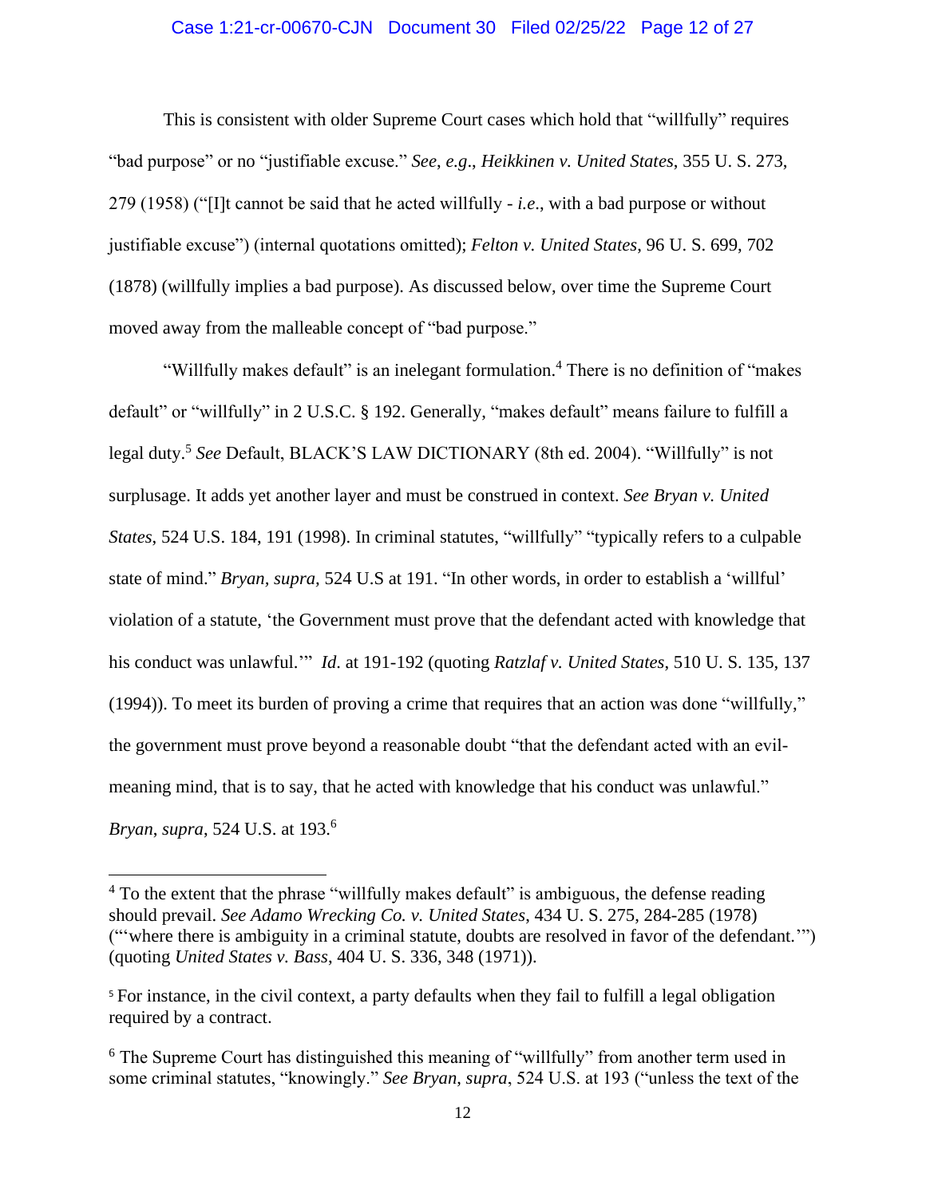This is consistent with older Supreme Court cases which hold that "willfully" requires "bad purpose" or no "justifiable excuse." *See*, *e.g*., *Heikkinen v. United States*, 355 U. S. 273, 279 (1958) ("[I]t cannot be said that he acted willfully - *i.e*., with a bad purpose or without justifiable excuse") (internal quotations omitted); *Felton v. United States*, 96 U. S. 699, 702 (1878) (willfully implies a bad purpose). As discussed below, over time the Supreme Court moved away from the malleable concept of "bad purpose."

"Willfully makes default" is an inelegant formulation.[4] There is no definition of "makes default" or "willfully" in 2 U.S.C. § 192. Generally, "makes default" means failure to fulfill a legal duty.[5] *See* Default, BLACK'S LAW DICTIONARY (8th ed. 2004). "Willfully" is not surplusage. It adds yet another layer and must be construed in context. *See Bryan v. United States*, 524 U.S. 184, 191 (1998). In criminal statutes, "willfully" "typically refers to a culpable state of mind." *Bryan, supra,* 524 U.S at 191. "In other words, in order to establish a 'willful' violation of a statute, 'the Government must prove that the defendant acted with knowledge that his conduct was unlawful.'" *Id.* at 191-192 (quoting *Ratzlaf v. United States*, 510 U. S. 135, 137 (1994)). To meet its burden of proving a crime that requires that an action was done "willfully," the government must prove beyond a reasonable doubt "that the defendant acted with an evil-meaning mind, that is to say, that he acted with knowledge that his conduct was unlawful." *Bryan*, *supra*, 524 U.S. at 193.[6]

---

[4] To the extent that the phrase "willfully makes default" is ambiguous, the defense reading should prevail. *See Adamo Wrecking Co. v. United States*, 434 U. S. 275, 284-285 (1978) ("'where there is ambiguity in a criminal statute, doubts are resolved in favor of the defendant.'") (quoting *United States v. Bass*, 404 U. S. 336, 348 (1971)).

[5] For instance, in the civil context, a party defaults when they fail to fulfill a legal obligation required by a contract.

[6] The Supreme Court has distinguished this meaning of "willfully" from another term used in some criminal statutes, "knowingly." *See Bryan*, *supra*, 524 U.S. at 193 ("unless the text of the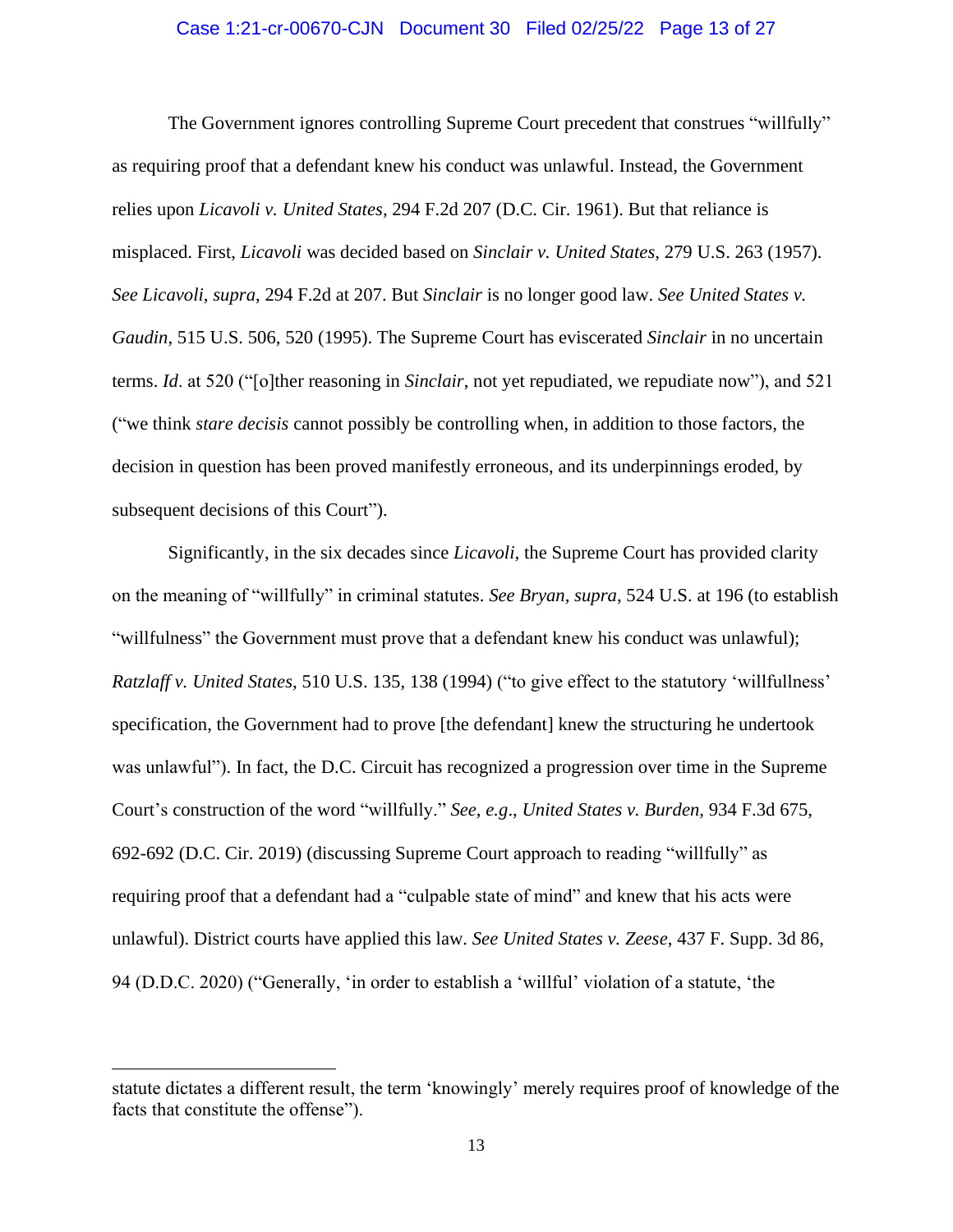The Government ignores controlling Supreme Court precedent that construes "willfully" as requiring proof that a defendant knew his conduct was unlawful. Instead, the Government relies upon *Licavoli v. United States*, 294 F.2d 207 (D.C. Cir. 1961). But that reliance is misplaced. First, *Licavoli* was decided based on *Sinclair v. United States*, 279 U.S. 263 (1957). *See Licavoli*, *supra*, 294 F.2d at 207. But *Sinclair* is no longer good law. *See United States v. Gaudin*, 515 U.S. 506, 520 (1995). The Supreme Court has eviscerated *Sinclair* in no uncertain terms. *Id*. at 520 ("[o]ther reasoning in *Sinclair*, not yet repudiated, we repudiate now"), and 521 ("we think *stare decisis* cannot possibly be controlling when, in addition to those factors, the decision in question has been proved manifestly erroneous, and its underpinnings eroded, by subsequent decisions of this Court").

Significantly, in the six decades since *Licavoli*, the Supreme Court has provided clarity on the meaning of "willfully" in criminal statutes. *See Bryan*, *supra*, 524 U.S. at 196 (to establish "willfulness" the Government must prove that a defendant knew his conduct was unlawful); *Ratzlaff v. United States*, 510 U.S. 135, 138 (1994) ("to give effect to the statutory 'willfullness' specification, the Government had to prove [the defendant] knew the structuring he undertook was unlawful"). In fact, the D.C. Circuit has recognized a progression over time in the Supreme Court's construction of the word "willfully." *See*, *e.g*., *United States v. Burden*, 934 F.3d 675, 692-692 (D.C. Cir. 2019) (discussing Supreme Court approach to reading "willfully" as requiring proof that a defendant had a "culpable state of mind" and knew that his acts were unlawful). District courts have applied this law. *See United States v. Zeese*, 437 F. Supp. 3d 86, 94 (D.D.C. 2020) ("Generally, 'in order to establish a 'willful' violation of a statute, 'the

---

statute dictates a different result, the term 'knowingly' merely requires proof of knowledge of the facts that constitute the offense").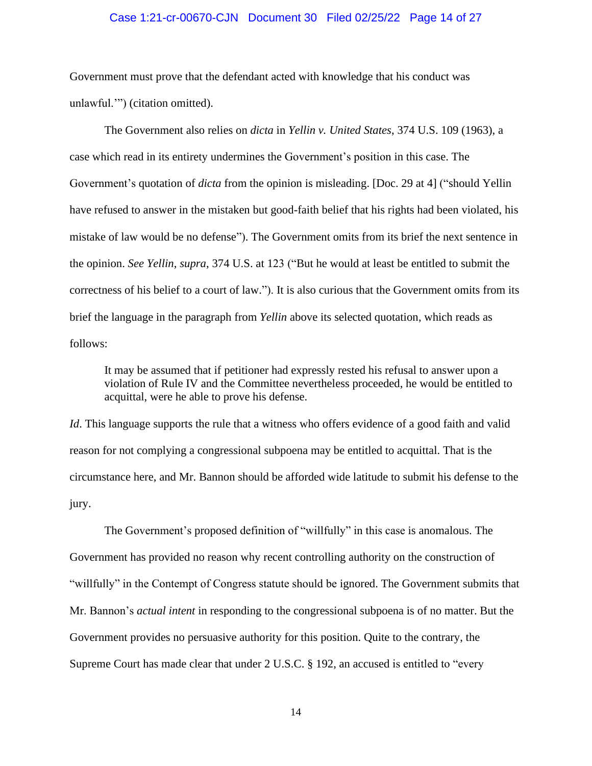Government must prove that the defendant acted with knowledge that his conduct was unlawful.'") (citation omitted).

The Government also relies on *dicta* in *Yellin v. United States*, 374 U.S. 109 (1963), a case which read in its entirety undermines the Government's position in this case. The Government's quotation of *dicta* from the opinion is misleading. [Doc. 29 at 4] ("should Yellin have refused to answer in the mistaken but good-faith belief that his rights had been violated, his mistake of law would be no defense"). The Government omits from its brief the next sentence in the opinion. *See Yellin*, *supra*, 374 U.S. at 123 ("But he would at least be entitled to submit the correctness of his belief to a court of law."). It is also curious that the Government omits from its brief the language in the paragraph from *Yellin* above its selected quotation, which reads as follows:

> It may be assumed that if petitioner had expressly rested his refusal to answer upon a violation of Rule IV and the Committee nevertheless proceeded, he would be entitled to acquittal, were he able to prove his defense.

*Id*. This language supports the rule that a witness who offers evidence of a good faith and valid reason for not complying a congressional subpoena may be entitled to acquittal. That is the circumstance here, and Mr. Bannon should be afforded wide latitude to submit his defense to the jury.

The Government's proposed definition of "willfully" in this case is anomalous. The Government has provided no reason why recent controlling authority on the construction of "willfully" in the Contempt of Congress statute should be ignored. The Government submits that Mr. Bannon's *actual intent* in responding to the congressional subpoena is of no matter. But the Government provides no persuasive authority for this position. Quite to the contrary, the Supreme Court has made clear that under 2 U.S.C. § 192, an accused is entitled to "every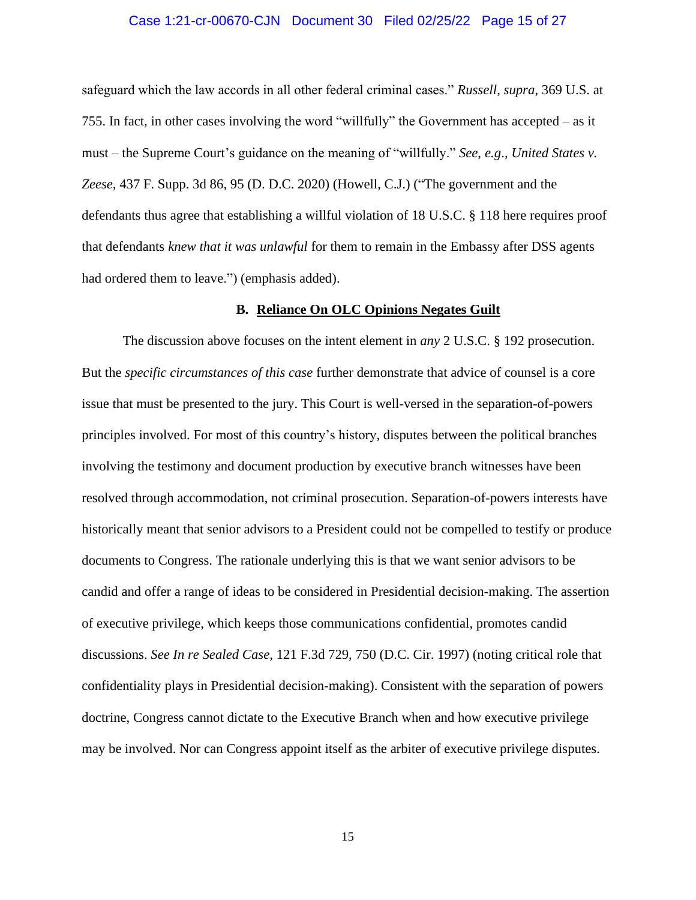safeguard which the law accords in all other federal criminal cases." *Russell*, *supra*, 369 U.S. at 755. In fact, in other cases involving the word "willfully" the Government has accepted – as it must – the Supreme Court's guidance on the meaning of "willfully." *See, e.g.*, *United States v. Zeese,* 437 F. Supp. 3d 86, 95 (D. D.C. 2020) (Howell, C.J.) ("The government and the defendants thus agree that establishing a willful violation of 18 U.S.C. § 118 here requires proof that defendants *knew that it was unlawful* for them to remain in the Embassy after DSS agents had ordered them to leave.") (emphasis added).

### B. Reliance On OLC Opinions Negates Guilt

The discussion above focuses on the intent element in *any* 2 U.S.C. § 192 prosecution. But the *specific circumstances of this case* further demonstrate that advice of counsel is a core issue that must be presented to the jury. This Court is well-versed in the separation-of-powers principles involved. For most of this country's history, disputes between the political branches involving the testimony and document production by executive branch witnesses have been resolved through accommodation, not criminal prosecution. Separation-of-powers interests have historically meant that senior advisors to a President could not be compelled to testify or produce documents to Congress. The rationale underlying this is that we want senior advisors to be candid and offer a range of ideas to be considered in Presidential decision-making. The assertion of executive privilege, which keeps those communications confidential, promotes candid discussions. *See In re Sealed Case*, 121 F.3d 729, 750 (D.C. Cir. 1997) (noting critical role that confidentiality plays in Presidential decision-making). Consistent with the separation of powers doctrine, Congress cannot dictate to the Executive Branch when and how executive privilege may be involved. Nor can Congress appoint itself as the arbiter of executive privilege disputes.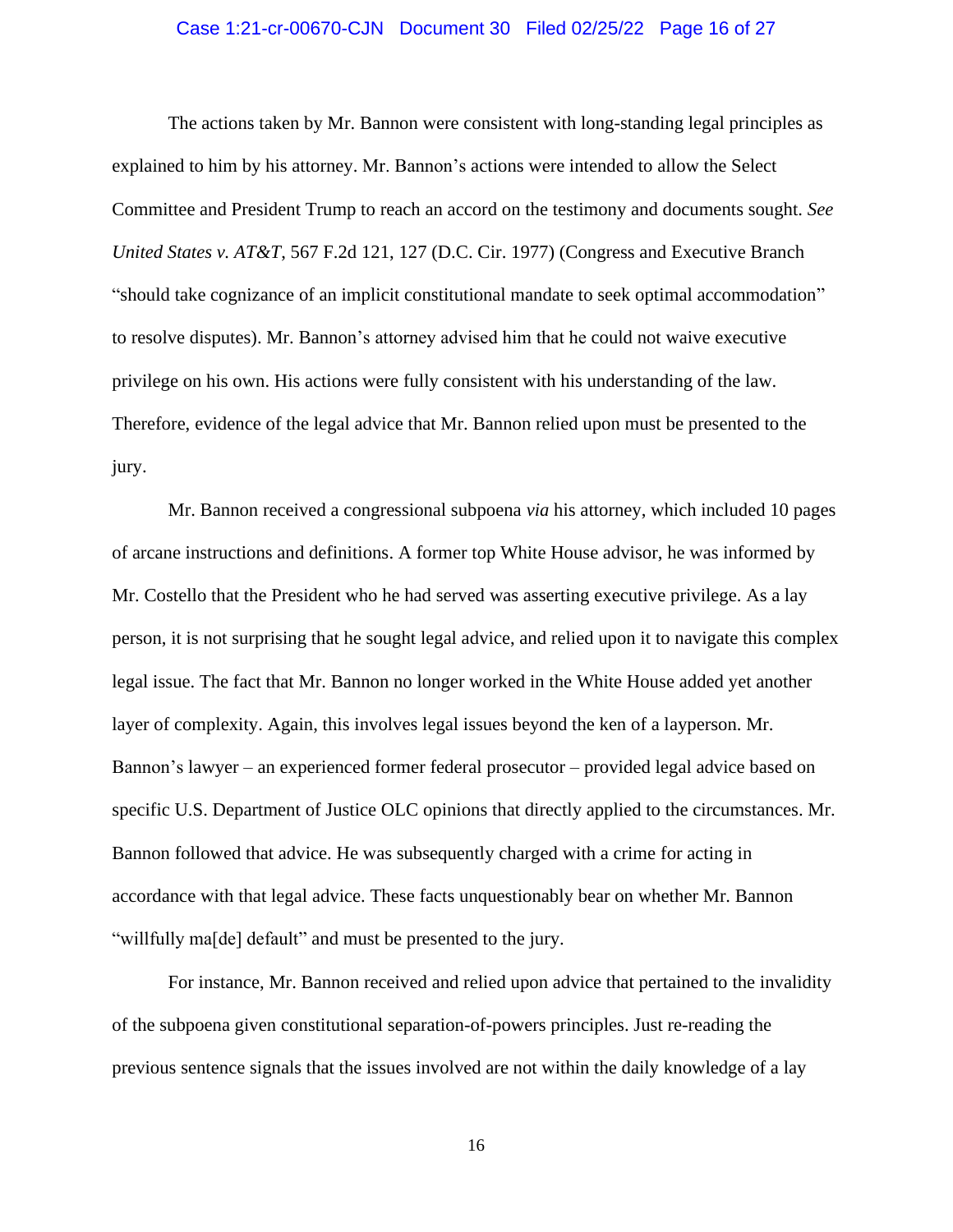The actions taken by Mr. Bannon were consistent with long-standing legal principles as explained to him by his attorney. Mr. Bannon's actions were intended to allow the Select Committee and President Trump to reach an accord on the testimony and documents sought. *See United States v. AT&T*, 567 F.2d 121, 127 (D.C. Cir. 1977) (Congress and Executive Branch "should take cognizance of an implicit constitutional mandate to seek optimal accommodation" to resolve disputes). Mr. Bannon's attorney advised him that he could not waive executive privilege on his own. His actions were fully consistent with his understanding of the law. Therefore, evidence of the legal advice that Mr. Bannon relied upon must be presented to the jury.

Mr. Bannon received a congressional subpoena *via* his attorney, which included 10 pages of arcane instructions and definitions. A former top White House advisor, he was informed by Mr. Costello that the President who he had served was asserting executive privilege. As a lay person, it is not surprising that he sought legal advice, and relied upon it to navigate this complex legal issue. The fact that Mr. Bannon no longer worked in the White House added yet another layer of complexity. Again, this involves legal issues beyond the ken of a layperson. Mr. Bannon's lawyer – an experienced former federal prosecutor – provided legal advice based on specific U.S. Department of Justice OLC opinions that directly applied to the circumstances. Mr. Bannon followed that advice. He was subsequently charged with a crime for acting in accordance with that legal advice. These facts unquestionably bear on whether Mr. Bannon "willfully ma[de] default" and must be presented to the jury.

For instance, Mr. Bannon received and relied upon advice that pertained to the invalidity of the subpoena given constitutional separation-of-powers principles. Just re-reading the previous sentence signals that the issues involved are not within the daily knowledge of a lay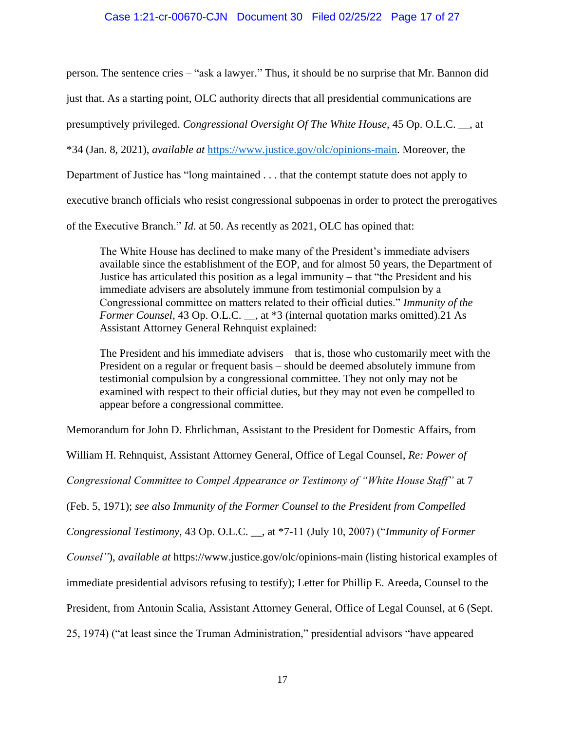person. The sentence cries – "ask a lawyer." Thus, it should be no surprise that Mr. Bannon did just that. As a starting point, OLC authority directs that all presidential communications are presumptively privileged. *Congressional Oversight Of The White House*, 45 Op. O.L.C. __, at *34 (Jan. 8, 2021), *available at* https://www.justice.gov/olc/opinions-main. Moreover, the Department of Justice has "long maintained . . . that the contempt statute does not apply to executive branch officials who resist congressional subpoenas in order to protect the prerogatives of the Executive Branch." *Id.* at 50. As recently as 2021, OLC has opined that:

> The White House has declined to make many of the President's immediate advisers available since the establishment of the EOP, and for almost 50 years, the Department of Justice has articulated this position as a legal immunity – that "the President and his immediate advisers are absolutely immune from testimonial compulsion by a Congressional committee on matters related to their official duties." *Immunity of the Former Counsel*, 43 Op. O.L.C. __, at *3 (internal quotation marks omitted).21 As Assistant Attorney General Rehnquist explained:
>
> The President and his immediate advisers – that is, those who customarily meet with the President on a regular or frequent basis – should be deemed absolutely immune from testimonial compulsion by a congressional committee. They not only may not be examined with respect to their official duties, but they may not even be compelled to appear before a congressional committee.

Memorandum for John D. Ehrlichman, Assistant to the President for Domestic Affairs, from William H. Rehnquist, Assistant Attorney General, Office of Legal Counsel, *Re: Power of Congressional Committee to Compel Appearance or Testimony of "White House Staff"* at 7 (Feb. 5, 1971); *see also Immunity of the Former Counsel to the President from Compelled Congressional Testimony*, 43 Op. O.L.C. __, at *7-11 (July 10, 2007) ("*Immunity of Former Counsel"*), *available at* https://www.justice.gov/olc/opinions-main (listing historical examples of immediate presidential advisors refusing to testify); Letter for Phillip E. Areeda, Counsel to the President, from Antonin Scalia, Assistant Attorney General, Office of Legal Counsel, at 6 (Sept. 25, 1974) ("at least since the Truman Administration," presidential advisors "have appeared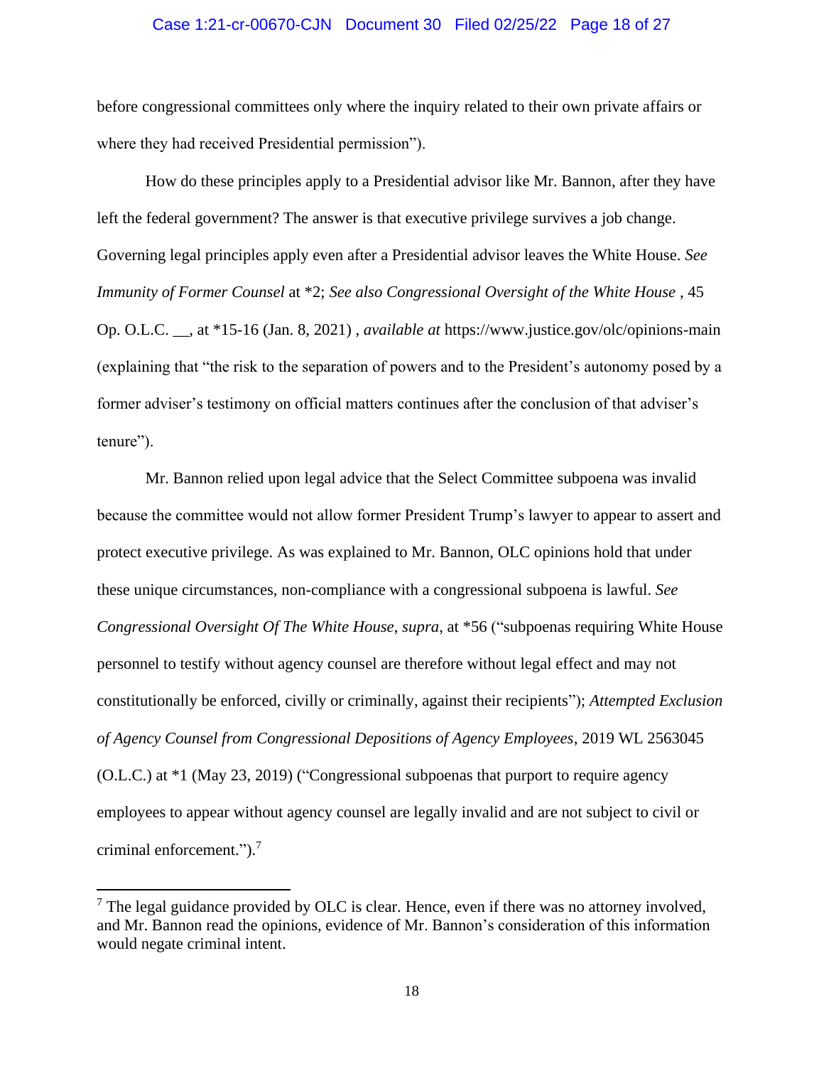before congressional committees only where the inquiry related to their own private affairs or where they had received Presidential permission").

How do these principles apply to a Presidential advisor like Mr. Bannon, after they have left the federal government? The answer is that executive privilege survives a job change. Governing legal principles apply even after a Presidential advisor leaves the White House. *See Immunity of Former Counsel* at *2; *See also Congressional Oversight of the White House* , 45 Op. O.L.C. __, at *15-16 (Jan. 8, 2021) , *available at* https://www.justice.gov/olc/opinions-main (explaining that "the risk to the separation of powers and to the President's autonomy posed by a former adviser's testimony on official matters continues after the conclusion of that adviser's tenure").

Mr. Bannon relied upon legal advice that the Select Committee subpoena was invalid because the committee would not allow former President Trump's lawyer to appear to assert and protect executive privilege. As was explained to Mr. Bannon, OLC opinions hold that under these unique circumstances, non-compliance with a congressional subpoena is lawful. *See Congressional Oversight Of The White House*, *supra*, at *56 ("subpoenas requiring White House personnel to testify without agency counsel are therefore without legal effect and may not constitutionally be enforced, civilly or criminally, against their recipients"); *Attempted Exclusion of Agency Counsel from Congressional Depositions of Agency Employees*, 2019 WL 2563045 (O.L.C.) at *1 (May 23, 2019) ("Congressional subpoenas that purport to require agency employees to appear without agency counsel are legally invalid and are not subject to civil or criminal enforcement.").[7]

---

[7] The legal guidance provided by OLC is clear. Hence, even if there was no attorney involved, and Mr. Bannon read the opinions, evidence of Mr. Bannon's consideration of this information would negate criminal intent.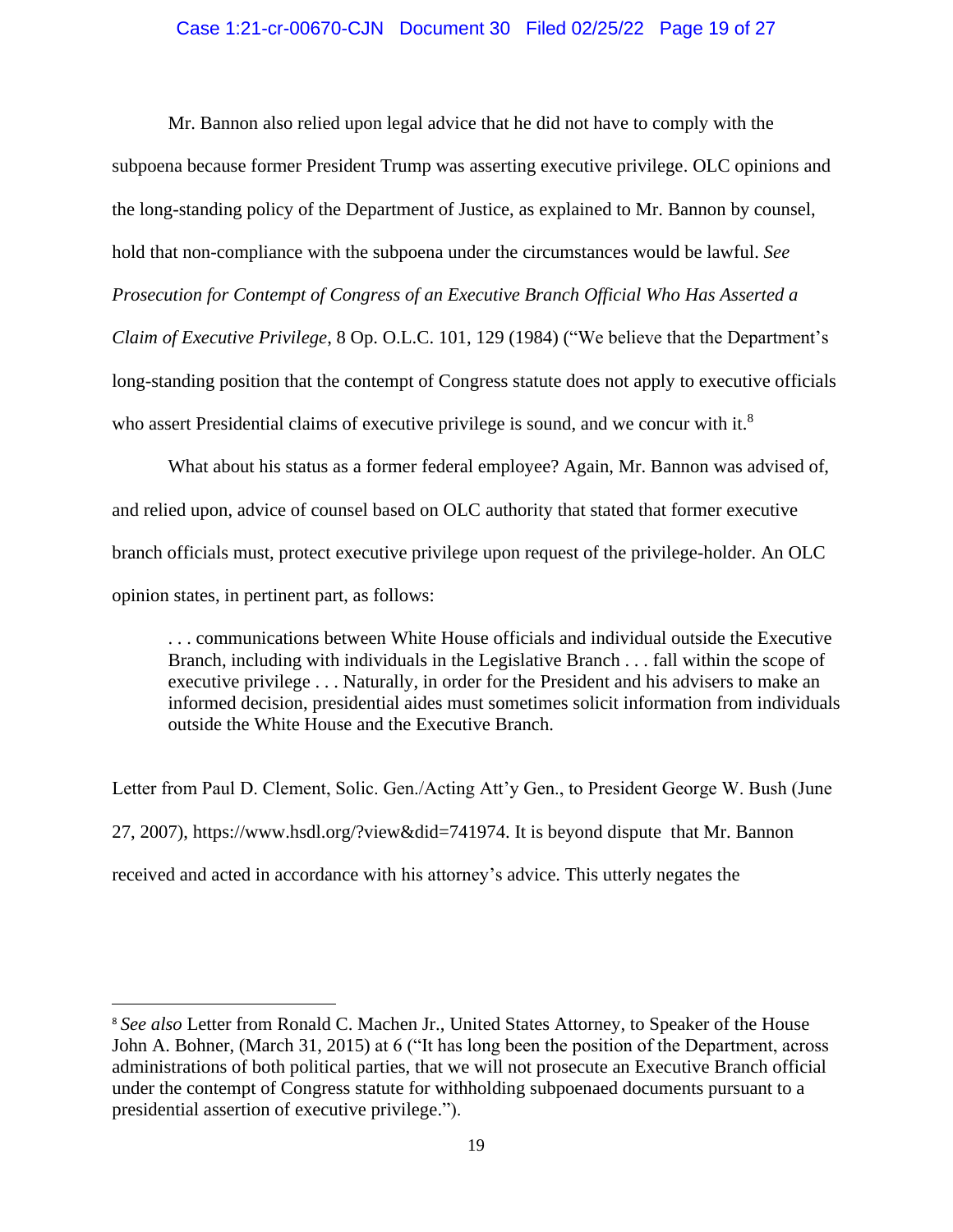Mr. Bannon also relied upon legal advice that he did not have to comply with the subpoena because former President Trump was asserting executive privilege. OLC opinions and the long-standing policy of the Department of Justice, as explained to Mr. Bannon by counsel, hold that non-compliance with the subpoena under the circumstances would be lawful. *See Prosecution for Contempt of Congress of an Executive Branch Official Who Has Asserted a Claim of Executive Privilege*, 8 Op. O.L.C. 101, 129 (1984) ("We believe that the Department's long-standing position that the contempt of Congress statute does not apply to executive officials who assert Presidential claims of executive privilege is sound, and we concur with it.[8]

What about his status as a former federal employee? Again, Mr. Bannon was advised of, and relied upon, advice of counsel based on OLC authority that stated that former executive branch officials must, protect executive privilege upon request of the privilege-holder. An OLC opinion states, in pertinent part, as follows:

> . . . communications between White House officials and individual outside the Executive Branch, including with individuals in the Legislative Branch . . . fall within the scope of executive privilege . . . Naturally, in order for the President and his advisers to make an informed decision, presidential aides must sometimes solicit information from individuals outside the White House and the Executive Branch.

Letter from Paul D. Clement, Solic. Gen./Acting Att'y Gen., to President George W. Bush (June 27, 2007), https://www.hsdl.org/?view&did=741974. It is beyond dispute that Mr. Bannon received and acted in accordance with his attorney's advice. This utterly negates the

---

[8] *See also* Letter from Ronald C. Machen Jr., United States Attorney, to Speaker of the House John A. Bohner, (March 31, 2015) at 6 ("It has long been the position of the Department, across administrations of both political parties, that we will not prosecute an Executive Branch official under the contempt of Congress statute for withholding subpoenaed documents pursuant to a presidential assertion of executive privilege.").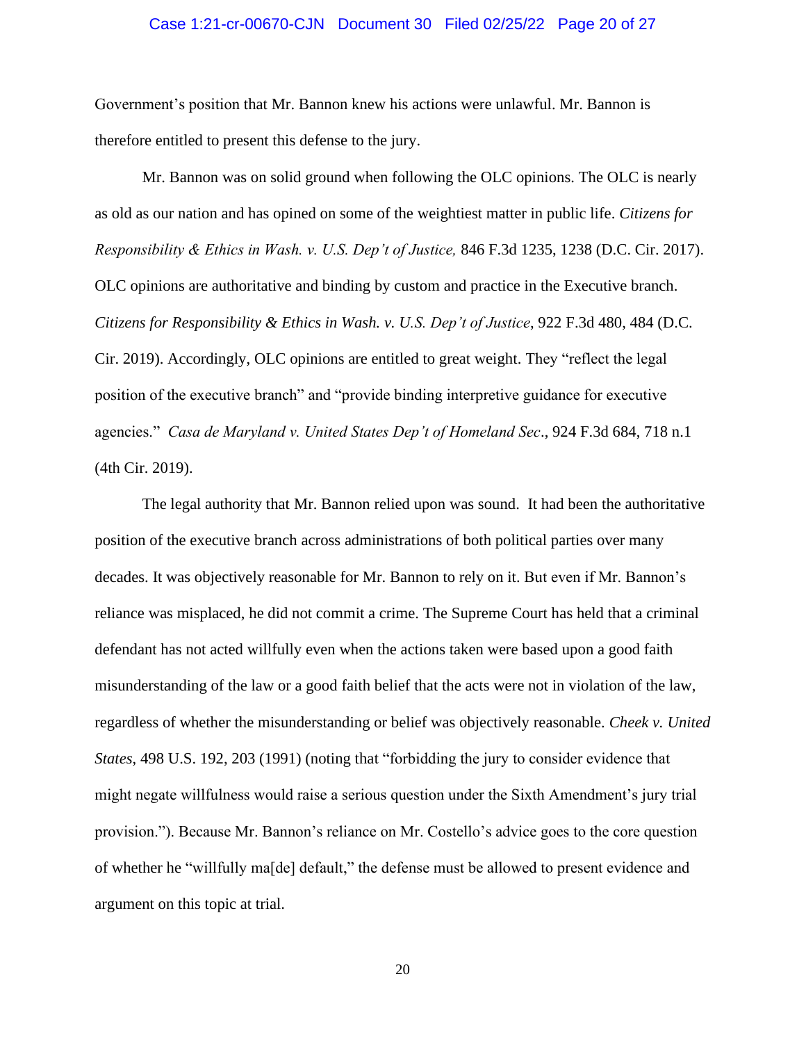Government's position that Mr. Bannon knew his actions were unlawful. Mr. Bannon is therefore entitled to present this defense to the jury.

Mr. Bannon was on solid ground when following the OLC opinions. The OLC is nearly as old as our nation and has opined on some of the weightiest matter in public life. *Citizens for Responsibility & Ethics in Wash. v. U.S. Dep't of Justice,* 846 F.3d 1235, 1238 (D.C. Cir. 2017). OLC opinions are authoritative and binding by custom and practice in the Executive branch. *Citizens for Responsibility & Ethics in Wash. v. U.S. Dep't of Justice*, 922 F.3d 480, 484 (D.C. Cir. 2019). Accordingly, OLC opinions are entitled to great weight. They "reflect the legal position of the executive branch" and "provide binding interpretive guidance for executive agencies." *Casa de Maryland v. United States Dep't of Homeland Sec*., 924 F.3d 684, 718 n.1 (4th Cir. 2019).

The legal authority that Mr. Bannon relied upon was sound. It had been the authoritative position of the executive branch across administrations of both political parties over many decades. It was objectively reasonable for Mr. Bannon to rely on it. But even if Mr. Bannon's reliance was misplaced, he did not commit a crime. The Supreme Court has held that a criminal defendant has not acted willfully even when the actions taken were based upon a good faith misunderstanding of the law or a good faith belief that the acts were not in violation of the law, regardless of whether the misunderstanding or belief was objectively reasonable. *Cheek v. United States*, 498 U.S. 192, 203 (1991) (noting that "forbidding the jury to consider evidence that might negate willfulness would raise a serious question under the Sixth Amendment's jury trial provision."). Because Mr. Bannon's reliance on Mr. Costello's advice goes to the core question of whether he "willfully ma[de] default," the defense must be allowed to present evidence and argument on this topic at trial.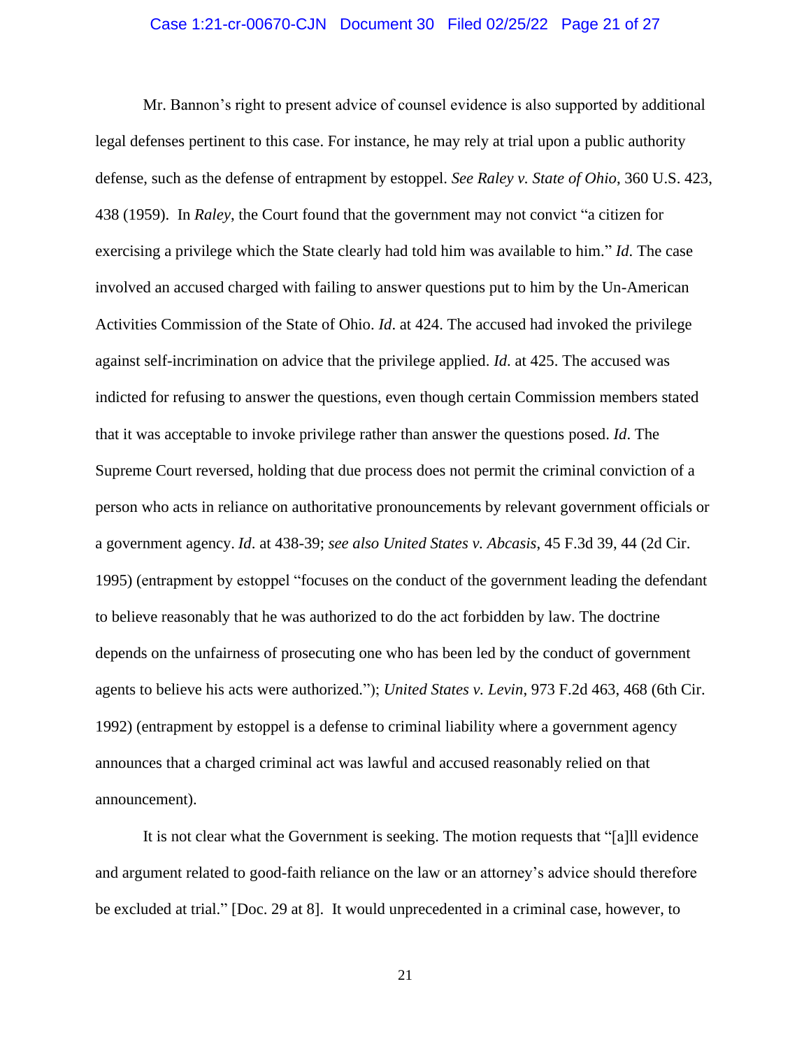Mr. Bannon's right to present advice of counsel evidence is also supported by additional legal defenses pertinent to this case. For instance, he may rely at trial upon a public authority defense, such as the defense of entrapment by estoppel. *See Raley v. State of Ohio*, 360 U.S. 423, 438 (1959). In *Raley*, the Court found that the government may not convict "a citizen for exercising a privilege which the State clearly had told him was available to him." *Id*. The case involved an accused charged with failing to answer questions put to him by the Un-American Activities Commission of the State of Ohio. *Id*. at 424. The accused had invoked the privilege against self-incrimination on advice that the privilege applied. *Id*. at 425. The accused was indicted for refusing to answer the questions, even though certain Commission members stated that it was acceptable to invoke privilege rather than answer the questions posed. *Id*. The Supreme Court reversed, holding that due process does not permit the criminal conviction of a person who acts in reliance on authoritative pronouncements by relevant government officials or a government agency. *Id*. at 438-39; *see also United States v. Abcasis*, 45 F.3d 39, 44 (2d Cir. 1995) (entrapment by estoppel "focuses on the conduct of the government leading the defendant to believe reasonably that he was authorized to do the act forbidden by law. The doctrine depends on the unfairness of prosecuting one who has been led by the conduct of government agents to believe his acts were authorized."); *United States v. Levin*, 973 F.2d 463, 468 (6th Cir. 1992) (entrapment by estoppel is a defense to criminal liability where a government agency announces that a charged criminal act was lawful and accused reasonably relied on that announcement).

It is not clear what the Government is seeking. The motion requests that "[a]ll evidence and argument related to good-faith reliance on the law or an attorney's advice should therefore be excluded at trial." [Doc. 29 at 8]. It would unprecedented in a criminal case, however, to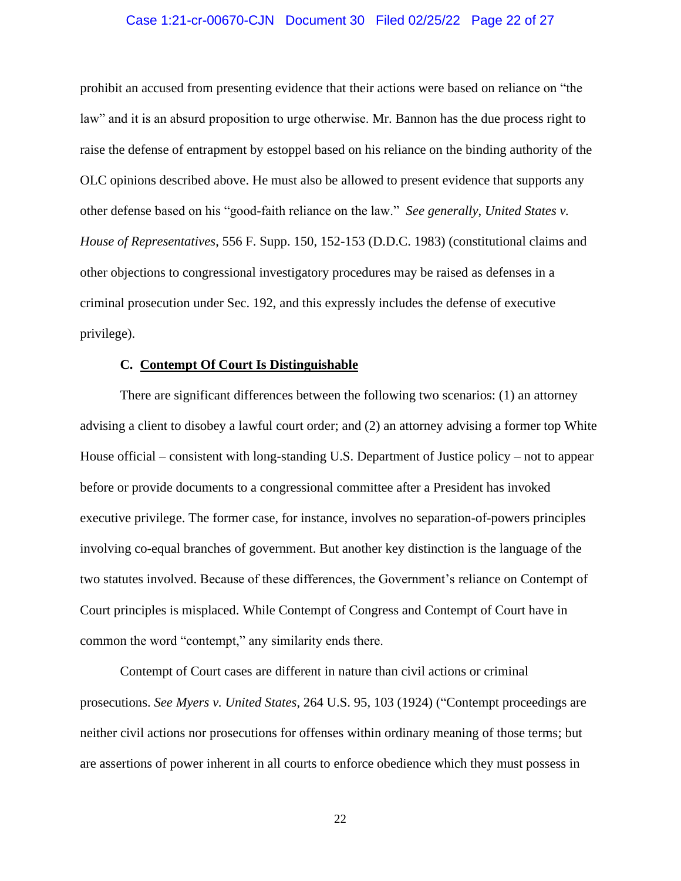prohibit an accused from presenting evidence that their actions were based on reliance on "the law" and it is an absurd proposition to urge otherwise. Mr. Bannon has the due process right to raise the defense of entrapment by estoppel based on his reliance on the binding authority of the OLC opinions described above. He must also be allowed to present evidence that supports any other defense based on his "good-faith reliance on the law." *See generally*, *United States v. House of Representatives*, 556 F. Supp. 150, 152-153 (D.D.C. 1983) (constitutional claims and other objections to congressional investigatory procedures may be raised as defenses in a criminal prosecution under Sec. 192, and this expressly includes the defense of executive privilege).

**C. <u>Contempt Of Court Is Distinguishable</u>**

There are significant differences between the following two scenarios: (1) an attorney advising a client to disobey a lawful court order; and (2) an attorney advising a former top White House official – consistent with long-standing U.S. Department of Justice policy – not to appear before or provide documents to a congressional committee after a President has invoked executive privilege. The former case, for instance, involves no separation-of-powers principles involving co-equal branches of government. But another key distinction is the language of the two statutes involved. Because of these differences, the Government's reliance on Contempt of Court principles is misplaced. While Contempt of Congress and Contempt of Court have in common the word "contempt," any similarity ends there.

Contempt of Court cases are different in nature than civil actions or criminal prosecutions. *See Myers v. United States*, 264 U.S. 95, 103 (1924) ("Contempt proceedings are neither civil actions nor prosecutions for offenses within ordinary meaning of those terms; but are assertions of power inherent in all courts to enforce obedience which they must possess in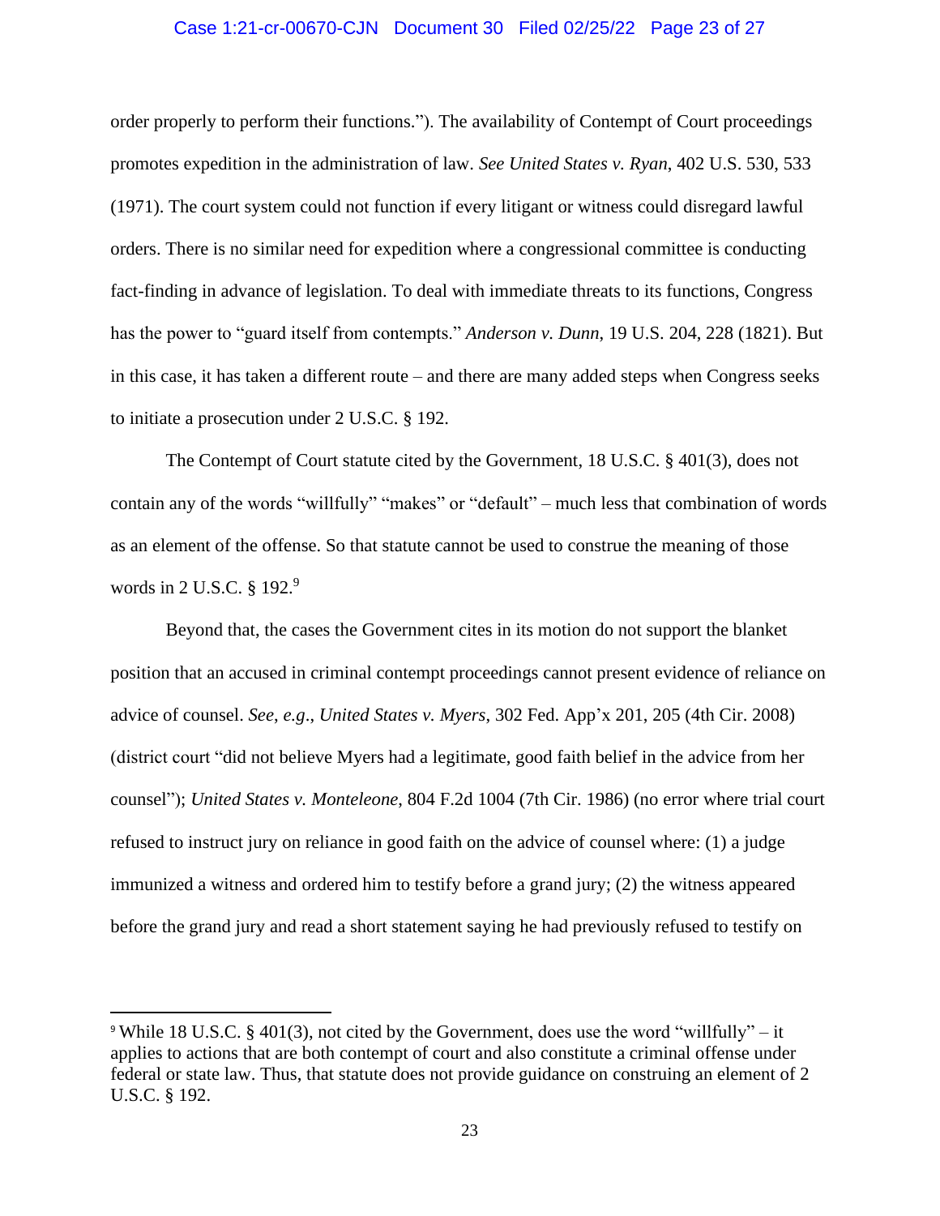order properly to perform their functions."). The availability of Contempt of Court proceedings promotes expedition in the administration of law. *See United States v. Ryan*, 402 U.S. 530, 533 (1971). The court system could not function if every litigant or witness could disregard lawful orders. There is no similar need for expedition where a congressional committee is conducting fact-finding in advance of legislation. To deal with immediate threats to its functions, Congress has the power to "guard itself from contempts." *Anderson v. Dunn*, 19 U.S. 204, 228 (1821). But in this case, it has taken a different route – and there are many added steps when Congress seeks to initiate a prosecution under 2 U.S.C. § 192.

The Contempt of Court statute cited by the Government, 18 U.S.C. § 401(3), does not contain any of the words "willfully" "makes" or "default" – much less that combination of words as an element of the offense. So that statute cannot be used to construe the meaning of those words in 2 U.S.C. § 192.[9]

Beyond that, the cases the Government cites in its motion do not support the blanket position that an accused in criminal contempt proceedings cannot present evidence of reliance on advice of counsel. *See*, *e.g*., *United States v. Myers*, 302 Fed. App'x 201, 205 (4th Cir. 2008) (district court "did not believe Myers had a legitimate, good faith belief in the advice from her counsel"); *United States v. Monteleone*, 804 F.2d 1004 (7th Cir. 1986) (no error where trial court refused to instruct jury on reliance in good faith on the advice of counsel where: (1) a judge immunized a witness and ordered him to testify before a grand jury; (2) the witness appeared before the grand jury and read a short statement saying he had previously refused to testify on

---

[9] While 18 U.S.C. § 401(3), not cited by the Government, does use the word "willfully" – it applies to actions that are both contempt of court and also constitute a criminal offense under federal or state law. Thus, that statute does not provide guidance on construing an element of 2 U.S.C. § 192.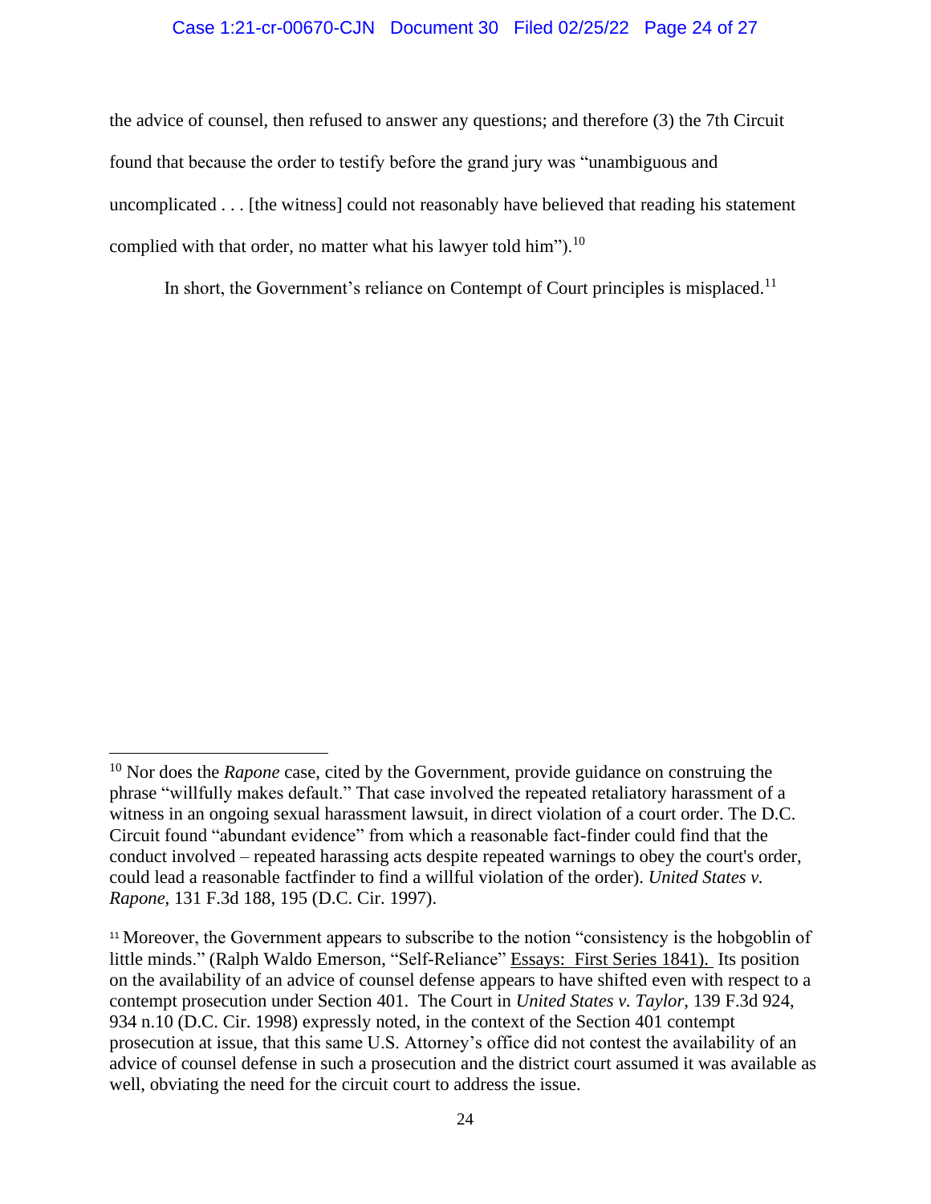the advice of counsel, then refused to answer any questions; and therefore (3) the 7th Circuit found that because the order to testify before the grand jury was "unambiguous and uncomplicated . . . [the witness] could not reasonably have believed that reading his statement complied with that order, no matter what his lawyer told him").[10]

In short, the Government's reliance on Contempt of Court principles is misplaced.[11]

---

[10] Nor does the *Rapone* case, cited by the Government, provide guidance on construing the phrase "willfully makes default." That case involved the repeated retaliatory harassment of a witness in an ongoing sexual harassment lawsuit, in direct violation of a court order. The D.C. Circuit found "abundant evidence" from which a reasonable fact-finder could find that the conduct involved – repeated harassing acts despite repeated warnings to obey the court's order, could lead a reasonable factfinder to find a willful violation of the order). *United States v. Rapone*, 131 F.3d 188, 195 (D.C. Cir. 1997).

[11] Moreover, the Government appears to subscribe to the notion "consistency is the hobgoblin of little minds." (Ralph Waldo Emerson, "Self-Reliance" Essays: First Series 1841). Its position on the availability of an advice of counsel defense appears to have shifted even with respect to a contempt prosecution under Section 401. The Court in *United States v. Taylor*, 139 F.3d 924, 934 n.10 (D.C. Cir. 1998) expressly noted, in the context of the Section 401 contempt prosecution at issue, that this same U.S. Attorney's office did not contest the availability of an advice of counsel defense in such a prosecution and the district court assumed it was available as well, obviating the need for the circuit court to address the issue.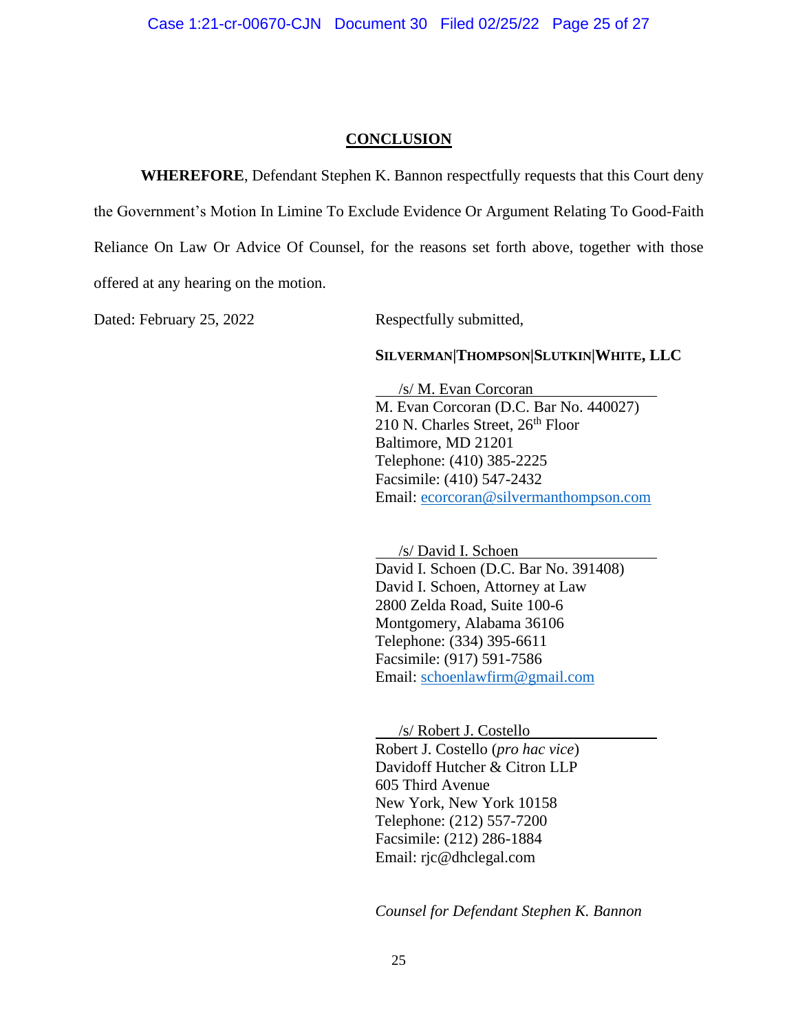## CONCLUSION

**WHEREFORE**, Defendant Stephen K. Bannon respectfully requests that this Court deny the Government's Motion In Limine To Exclude Evidence Or Argument Relating To Good-Faith Reliance On Law Or Advice Of Counsel, for the reasons set forth above, together with those offered at any hearing on the motion.

Dated: February 25, 2022

Respectfully submitted,

**SILVERMAN|THOMPSON|SLUTKIN|WHITE, LLC**

/s/ M. Evan Corcoran
M. Evan Corcoran (D.C. Bar No. 440027)
210 N. Charles Street, 26th Floor
Baltimore, MD 21201
Telephone: (410) 385-2225
Facsimile: (410) 547-2432
Email: ecorcoran@silvermanthompson.com

/s/ David I. Schoen
David I. Schoen (D.C. Bar No. 391408)
David I. Schoen, Attorney at Law
2800 Zelda Road, Suite 100-6
Montgomery, Alabama 36106
Telephone: (334) 395-6611
Facsimile: (917) 591-7586
Email: schoenlawfirm@gmail.com

/s/ Robert J. Costello
Robert J. Costello (*pro hac vice*)
Davidoff Hutcher & Citron LLP
605 Third Avenue
New York, New York 10158
Telephone: (212) 557-7200
Facsimile: (212) 286-1884
Email: rjc@dhclegal.com

*Counsel for Defendant Stephen K. Bannon*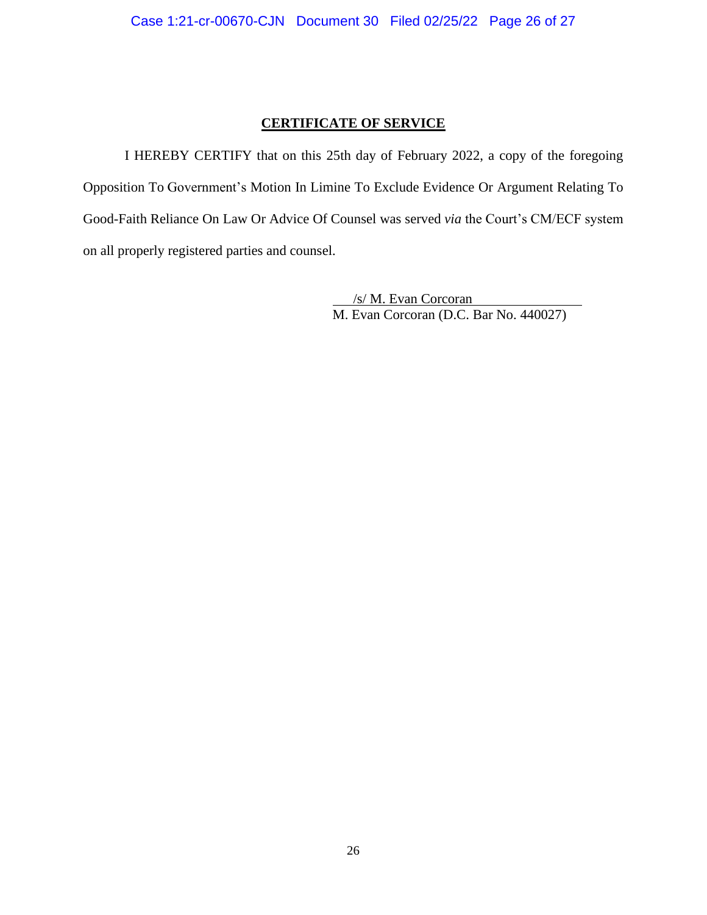**CERTIFICATE OF SERVICE**

I HEREBY CERTIFY that on this 25th day of February 2022, a copy of the foregoing Opposition To Government's Motion In Limine To Exclude Evidence Or Argument Relating To Good-Faith Reliance On Law Or Advice Of Counsel was served *via* the Court's CM/ECF system on all properly registered parties and counsel.

/s/ M. Evan Corcoran
M. Evan Corcoran (D.C. Bar No. 440027)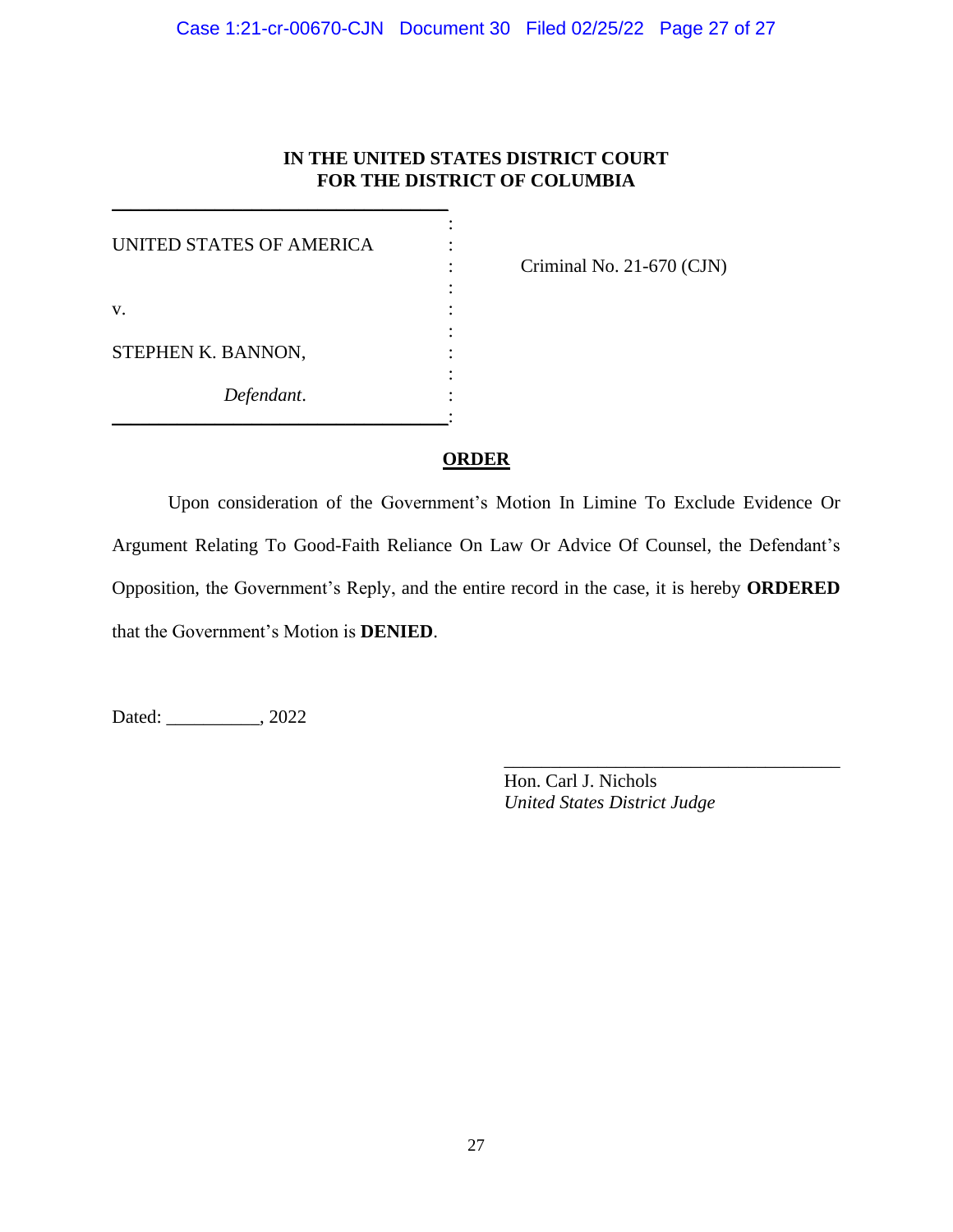**IN THE UNITED STATES DISTRICT COURT**
**FOR THE DISTRICT OF COLUMBIA**

UNITED STATES OF AMERICA

v.

STEPHEN K. BANNON,

*Defendant*.

Criminal No. 21-670 (CJN)

**ORDER**

Upon consideration of the Government's Motion In Limine To Exclude Evidence Or Argument Relating To Good-Faith Reliance On Law Or Advice Of Counsel, the Defendant's Opposition, the Government's Reply, and the entire record in the case, it is hereby **ORDERED** that the Government's Motion is **DENIED**.

Dated: __________, 2022

___________________________________
Hon. Carl J. Nichols
*United States District Judge*